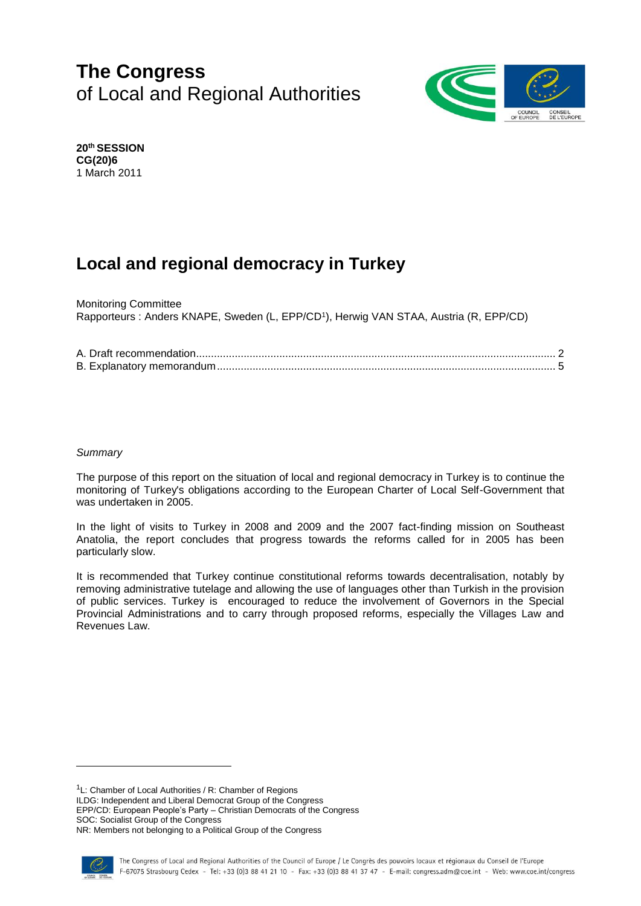# The Congress
of Local and Regional Authorities

**20th SESSION**
**CG(20)6**
1 March 2011

# Local and regional democracy in Turkey

Monitoring Committee
Rapporteurs : Anders KNAPE, Sweden (L, EPP/CD[1]), Herwig VAN STAA, Austria (R, EPP/CD)

A. Draft recommendation .......... 2
B. Explanatory memorandum .......... 5

*Summary*

The purpose of this report on the situation of local and regional democracy in Turkey is to continue the monitoring of Turkey's obligations according to the European Charter of Local Self-Government that was undertaken in 2005.

In the light of visits to Turkey in 2008 and 2009 and the 2007 fact-finding mission on Southeast Anatolia, the report concludes that progress towards the reforms called for in 2005 has been particularly slow.

It is recommended that Turkey continue constitutional reforms towards decentralisation, notably by removing administrative tutelage and allowing the use of languages other than Turkish in the provision of public services. Turkey is encouraged to reduce the involvement of Governors in the Special Provincial Administrations and to carry through proposed reforms, especially the Villages Law and Revenues Law.

---

[1] L: Chamber of Local Authorities / R: Chamber of Regions
ILDG: Independent and Liberal Democrat Group of the Congress
EPP/CD: European People's Party – Christian Democrats of the Congress
SOC: Socialist Group of the Congress
NR: Members not belonging to a Political Group of the Congress

The Congress of Local and Regional Authorities of the Council of Europe / Le Congrès des pouvoirs locaux et régionaux du Conseil de l'Europe
F-67075 Strasbourg Cedex - Tel: +33 (0)3 88 41 21 10 - Fax: +33 (0)3 88 41 37 47 - E-mail: congress.adm@coe.int - Web: www.coe.int/congress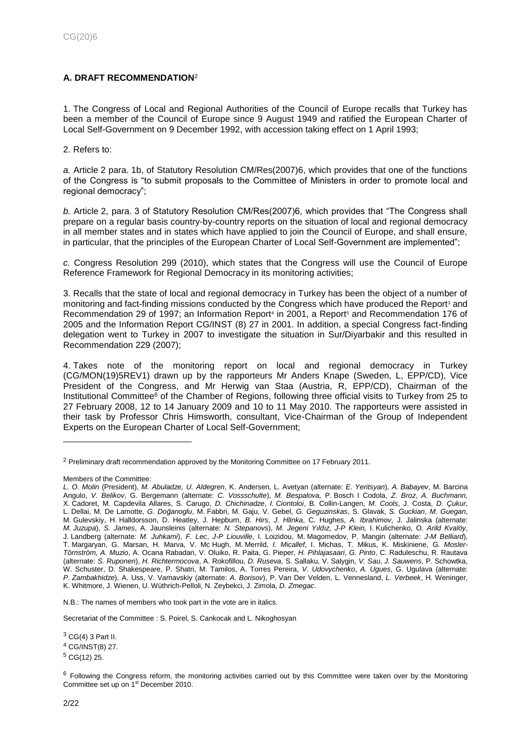## A. DRAFT RECOMMENDATION[2]

1. The Congress of Local and Regional Authorities of the Council of Europe recalls that Turkey has been a member of the Council of Europe since 9 August 1949 and ratified the European Charter of Local Self-Government on 9 December 1992, with accession taking effect on 1 April 1993;

2. Refers to:

*a.* Article 2 para. 1b, of Statutory Resolution CM/Res(2007)6, which provides that one of the functions of the Congress is "to submit proposals to the Committee of Ministers in order to promote local and regional democracy";

*b.* Article 2, para. 3 of Statutory Resolution CM/Res(2007)6, which provides that "The Congress shall prepare on a regular basis country-by-country reports on the situation of local and regional democracy in all member states and in states which have applied to join the Council of Europe, and shall ensure, in particular, that the principles of the European Charter of Local Self-Government are implemented";

*c.* Congress Resolution 299 (2010), which states that the Congress will use the Council of Europe Reference Framework for Regional Democracy in its monitoring activities;

3. Recalls that the state of local and regional democracy in Turkey has been the object of a number of monitoring and fact-finding missions conducted by the Congress which have produced the Report[3] and Recommendation 29 of 1997; an Information Report[4] in 2001, a Report[5] and Recommendation 176 of 2005 and the Information Report CG/INST (8) 27 in 2001. In addition, a special Congress fact-finding delegation went to Turkey in 2007 to investigate the situation in Sur/Diyarbakir and this resulted in Recommendation 229 (2007);

4. Takes note of the monitoring report on local and regional democracy in Turkey (CG/MON(19)5REV1) drawn up by the rapporteurs Mr Anders Knape (Sweden, L, EPP/CD), Vice President of the Congress, and Mr Herwig van Staa (Austria, R, EPP/CD), Chairman of the Institutional Committee[6] of the Chamber of Regions, following three official visits to Turkey from 25 to 27 February 2008, 12 to 14 January 2009 and 10 to 11 May 2010. The rapporteurs were assisted in their task by Professor Chris Himsworth, consultant, Vice-Chairman of the Group of Independent Experts on the European Charter of Local Self-Government;

---

[2] Preliminary draft recommendation approved by the Monitoring Committee on 17 February 2011.

Members of the Committee:
*L. O. Molin* (President), *M. Abuladze, U. Aldegren*, K. Andersen, L. Avetyan (alternate: *E. Yeritsyan*), *A. Babayev*, M. Barcina Angulo, *V. Belikov*, G. Bergemann (alternate: *C. Vossschulte*), *M. Bespalova,* P. Bosch I Codola, *Z. Broz*, *A. Buchmann,* X. Cadoret, M. Capdevila Allares, S. Carugo, *D. Chichinadze*, *I. Ciontoloi*, B. Collin-Langen, *M. Cools*, J. Costa, *D. Çukur*, L. Dellai, M. De Lamotte, *G. Doğanoglu*, M. Fabbri, M. Gaju, V. Gebel, *G. Geguzinskas*, S. Glavak, *S. Guckian*, *M. Guegan*, M. Gulevskiy, H. Halldorsson, D. Heatley, J. Hepburn, *B. Hirs*, *J. Hlinka*, C. Hughes, *A. Ibrahimov*, J. Jalinska (alternate: *M. Juzupa*), *S. James*, A. Jaunsleinis (alternate: *N. Stepanovs*), *M. Jegeni Yıldız, J-P Klein,* I. Kulichenko, O*. Arild Kvalöy*, J. Landberg (alternate: *M. Juhkami*), *F. Lec*, *J-P Liouville*, I. Loizidou, M. Magomedov, P. Mangin (alternate: *J-M Belliard*), T. Margaryan, G. Marsan, H. Marva, V. Mc Hugh, M. Merrild, *I. Micallef*, I. Michas, T. Mikus, K. Miskiniene, G*. Mosler-Törnström, A. Muzio*, A. Ocana Rabadan, V. Oluiko, R. Paita, G. Pieper, *H. Pihlajasaari*, *G. Pinto*, C. Raduleschu, R. Rautava (alternate: *S. Ruponen*), *H. Richtermocova*, A. Rokofillou, *D. Ruseva*, S. Sallaku, V. Salygin, *V. Sau*, *J. Sauwens*, P. Schowtka, W. Schuster, D. Shakespeare, P. Shatri, M. Tamilos, A. Torres Pereira, *V. Udovychenko*, *A. Ugues*, G. Ugulava (alternate: *P. Zambakhidze*), A. Uss, V. Varnavskiy (alternate: *A. Borisov*), P. Van Der Velden, L. Vennesland, *L. Verbeek*, H. Weninger, K. Whitmore, J. Wienen, U. Wüthrich-Pelloli, N. Zeybekci, J. Zimola, *D. Zmegac*.

N.B.: The names of members who took part in the vote are in italics.

Secretariat of the Committee : S. Poirel, S. Cankocak and L. Nikoghosyan

[3] CG(4) 3 Part II.

[4] CG/INST(8) 27.

[5] CG(12) 25.

[6] Following the Congress reform, the monitoring activities carried out by this Committee were taken over by the Monitoring Committee set up on 1st December 2010.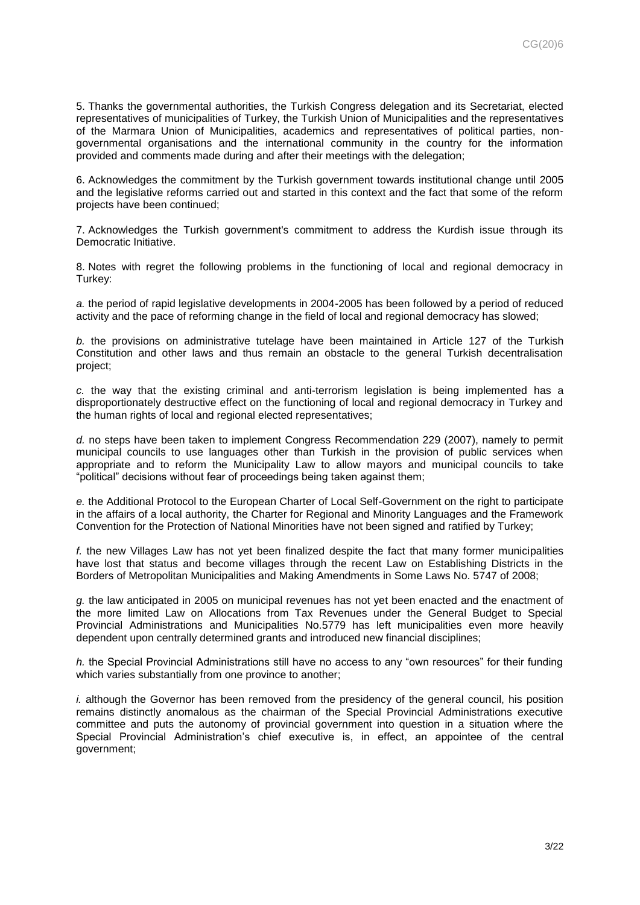5. Thanks the governmental authorities, the Turkish Congress delegation and its Secretariat, elected representatives of municipalities of Turkey, the Turkish Union of Municipalities and the representatives of the Marmara Union of Municipalities, academics and representatives of political parties, non-governmental organisations and the international community in the country for the information provided and comments made during and after their meetings with the delegation;

6. Acknowledges the commitment by the Turkish government towards institutional change until 2005 and the legislative reforms carried out and started in this context and the fact that some of the reform projects have been continued;

7. Acknowledges the Turkish government's commitment to address the Kurdish issue through its Democratic Initiative.

8. Notes with regret the following problems in the functioning of local and regional democracy in Turkey:

*a.* the period of rapid legislative developments in 2004-2005 has been followed by a period of reduced activity and the pace of reforming change in the field of local and regional democracy has slowed;

*b.* the provisions on administrative tutelage have been maintained in Article 127 of the Turkish Constitution and other laws and thus remain an obstacle to the general Turkish decentralisation project;

*c.* the way that the existing criminal and anti-terrorism legislation is being implemented has a disproportionately destructive effect on the functioning of local and regional democracy in Turkey and the human rights of local and regional elected representatives;

*d.* no steps have been taken to implement Congress Recommendation 229 (2007), namely to permit municipal councils to use languages other than Turkish in the provision of public services when appropriate and to reform the Municipality Law to allow mayors and municipal councils to take "political" decisions without fear of proceedings being taken against them;

*e.* the Additional Protocol to the European Charter of Local Self-Government on the right to participate in the affairs of a local authority, the Charter for Regional and Minority Languages and the Framework Convention for the Protection of National Minorities have not been signed and ratified by Turkey;

*f.* the new Villages Law has not yet been finalized despite the fact that many former municipalities have lost that status and become villages through the recent Law on Establishing Districts in the Borders of Metropolitan Municipalities and Making Amendments in Some Laws No. 5747 of 2008;

*g.* the law anticipated in 2005 on municipal revenues has not yet been enacted and the enactment of the more limited Law on Allocations from Tax Revenues under the General Budget to Special Provincial Administrations and Municipalities No.5779 has left municipalities even more heavily dependent upon centrally determined grants and introduced new financial disciplines;

*h.* the Special Provincial Administrations still have no access to any "own resources" for their funding which varies substantially from one province to another;

*i.* although the Governor has been removed from the presidency of the general council, his position remains distinctly anomalous as the chairman of the Special Provincial Administrations executive committee and puts the autonomy of provincial government into question in a situation where the Special Provincial Administration's chief executive is, in effect, an appointee of the central government;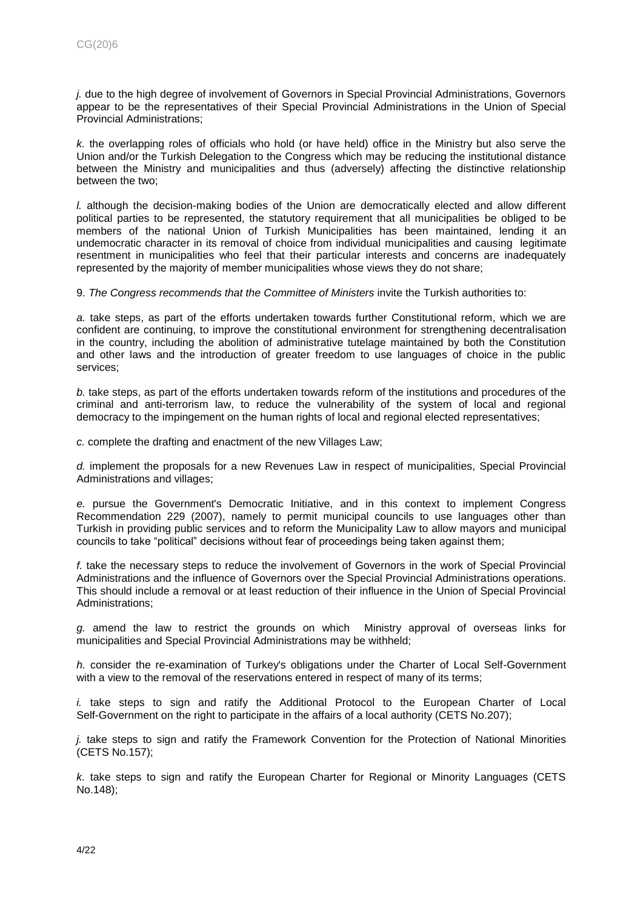*j.* due to the high degree of involvement of Governors in Special Provincial Administrations, Governors appear to be the representatives of their Special Provincial Administrations in the Union of Special Provincial Administrations;

*k.* the overlapping roles of officials who hold (or have held) office in the Ministry but also serve the Union and/or the Turkish Delegation to the Congress which may be reducing the institutional distance between the Ministry and municipalities and thus (adversely) affecting the distinctive relationship between the two;

*l.* although the decision-making bodies of the Union are democratically elected and allow different political parties to be represented, the statutory requirement that all municipalities be obliged to be members of the national Union of Turkish Municipalities has been maintained, lending it an undemocratic character in its removal of choice from individual municipalities and causing legitimate resentment in municipalities who feel that their particular interests and concerns are inadequately represented by the majority of member municipalities whose views they do not share;

9. *The Congress recommends that the Committee of Ministers* invite the Turkish authorities to:

*a.* take steps, as part of the efforts undertaken towards further Constitutional reform, which we are confident are continuing, to improve the constitutional environment for strengthening decentralisation in the country, including the abolition of administrative tutelage maintained by both the Constitution and other laws and the introduction of greater freedom to use languages of choice in the public services;

*b.* take steps, as part of the efforts undertaken towards reform of the institutions and procedures of the criminal and anti-terrorism law, to reduce the vulnerability of the system of local and regional democracy to the impingement on the human rights of local and regional elected representatives;

*c.* complete the drafting and enactment of the new Villages Law;

*d.* implement the proposals for a new Revenues Law in respect of municipalities, Special Provincial Administrations and villages;

*e.* pursue the Government's Democratic Initiative, and in this context to implement Congress Recommendation 229 (2007), namely to permit municipal councils to use languages other than Turkish in providing public services and to reform the Municipality Law to allow mayors and municipal councils to take "political" decisions without fear of proceedings being taken against them;

*f.* take the necessary steps to reduce the involvement of Governors in the work of Special Provincial Administrations and the influence of Governors over the Special Provincial Administrations operations. This should include a removal or at least reduction of their influence in the Union of Special Provincial Administrations;

*g.* amend the law to restrict the grounds on which Ministry approval of overseas links for municipalities and Special Provincial Administrations may be withheld;

*h.* consider the re-examination of Turkey's obligations under the Charter of Local Self-Government with a view to the removal of the reservations entered in respect of many of its terms;

*i.* take steps to sign and ratify the Additional Protocol to the European Charter of Local Self-Government on the right to participate in the affairs of a local authority (CETS No.207);

*j.* take steps to sign and ratify the Framework Convention for the Protection of National Minorities (CETS No.157);

*k.* take steps to sign and ratify the European Charter for Regional or Minority Languages (CETS No.148);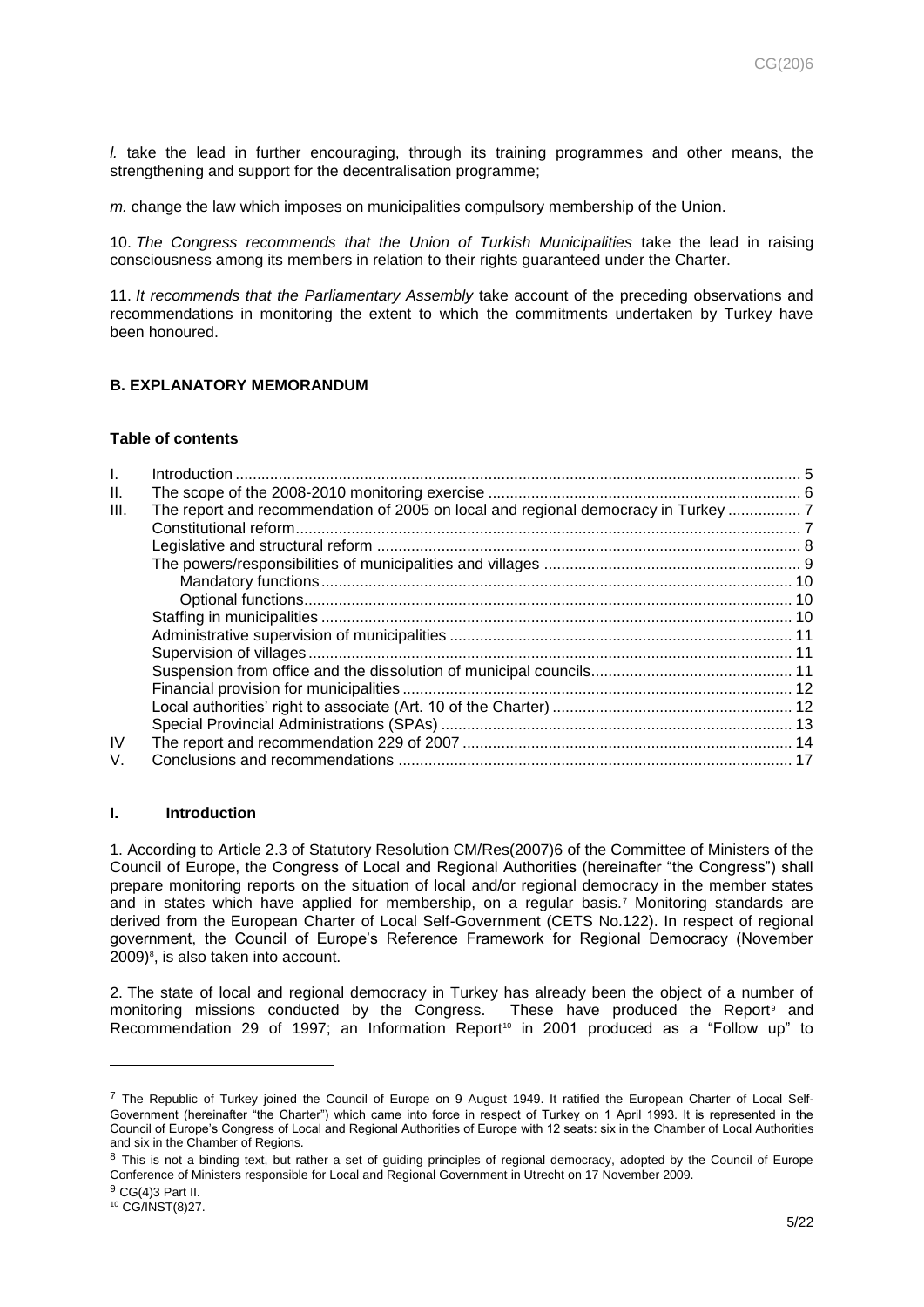*l.* take the lead in further encouraging, through its training programmes and other means, the strengthening and support for the decentralisation programme;

*m.* change the law which imposes on municipalities compulsory membership of the Union.

10. *The Congress recommends that the Union of Turkish Municipalities* take the lead in raising consciousness among its members in relation to their rights guaranteed under the Charter.

11. *It recommends that the Parliamentary Assembly* take account of the preceding observations and recommendations in monitoring the extent to which the commitments undertaken by Turkey have been honoured.

## B. EXPLANATORY MEMORANDUM

### Table of contents

| | | |
|---|---|---|
| I. | Introduction | 5 |
| II. | The scope of the 2008-2010 monitoring exercise | 6 |
| III. | The report and recommendation of 2005 on local and regional democracy in Turkey | 7 |
| | Constitutional reform | 7 |
| | Legislative and structural reform | 8 |
| | The powers/responsibilities of municipalities and villages | 9 |
| | Mandatory functions | 10 |
| | Optional functions | 10 |
| | Staffing in municipalities | 10 |
| | Administrative supervision of municipalities | 11 |
| | Supervision of villages | 11 |
| | Suspension from office and the dissolution of municipal councils | 11 |
| | Financial provision for municipalities | 12 |
| | Local authorities' right to associate (Art. 10 of the Charter) | 12 |
| | Special Provincial Administrations (SPAs) | 13 |
| IV | The report and recommendation 229 of 2007 | 14 |
| V. | Conclusions and recommendations | 17 |

### I. Introduction

1. According to Article 2.3 of Statutory Resolution CM/Res(2007)6 of the Committee of Ministers of the Council of Europe, the Congress of Local and Regional Authorities (hereinafter "the Congress") shall prepare monitoring reports on the situation of local and/or regional democracy in the member states and in states which have applied for membership, on a regular basis.[7] Monitoring standards are derived from the European Charter of Local Self-Government (CETS No.122). In respect of regional government, the Council of Europe's Reference Framework for Regional Democracy (November 2009)[8], is also taken into account.

2. The state of local and regional democracy in Turkey has already been the object of a number of monitoring missions conducted by the Congress. These have produced the Report[9] and Recommendation 29 of 1997; an Information Report[10] in 2001 produced as a "Follow up" to

---

[7] The Republic of Turkey joined the Council of Europe on 9 August 1949. It ratified the European Charter of Local Self-Government (hereinafter "the Charter") which came into force in respect of Turkey on 1 April 1993. It is represented in the Council of Europe's Congress of Local and Regional Authorities of Europe with 12 seats: six in the Chamber of Local Authorities and six in the Chamber of Regions.

[8] This is not a binding text, but rather a set of guiding principles of regional democracy, adopted by the Council of Europe Conference of Ministers responsible for Local and Regional Government in Utrecht on 17 November 2009.

[9] CG(4)3 Part II.

[10] CG/INST(8)27.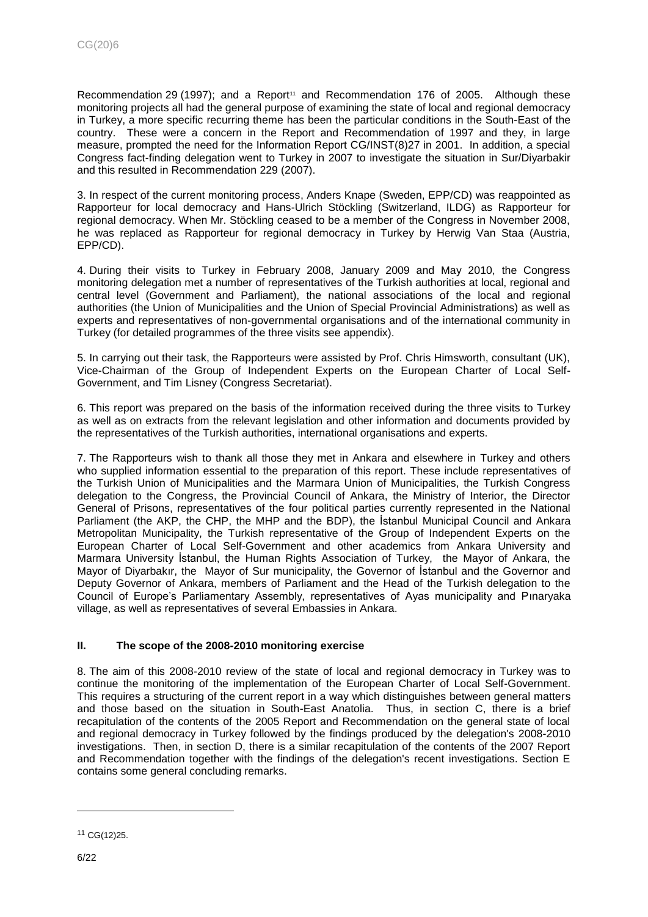Recommendation 29 (1997); and a Report[11] and Recommendation 176 of 2005. Although these monitoring projects all had the general purpose of examining the state of local and regional democracy in Turkey, a more specific recurring theme has been the particular conditions in the South-East of the country. These were a concern in the Report and Recommendation of 1997 and they, in large measure, prompted the need for the Information Report CG/INST(8)27 in 2001. In addition, a special Congress fact-finding delegation went to Turkey in 2007 to investigate the situation in Sur/Diyarbakir and this resulted in Recommendation 229 (2007).

3. In respect of the current monitoring process, Anders Knape (Sweden, EPP/CD) was reappointed as Rapporteur for local democracy and Hans-Ulrich Stöckling (Switzerland, ILDG) as Rapporteur for regional democracy. When Mr. Stöckling ceased to be a member of the Congress in November 2008, he was replaced as Rapporteur for regional democracy in Turkey by Herwig Van Staa (Austria, EPP/CD).

4. During their visits to Turkey in February 2008, January 2009 and May 2010, the Congress monitoring delegation met a number of representatives of the Turkish authorities at local, regional and central level (Government and Parliament), the national associations of the local and regional authorities (the Union of Municipalities and the Union of Special Provincial Administrations) as well as experts and representatives of non-governmental organisations and of the international community in Turkey (for detailed programmes of the three visits see appendix).

5. In carrying out their task, the Rapporteurs were assisted by Prof. Chris Himsworth, consultant (UK), Vice-Chairman of the Group of Independent Experts on the European Charter of Local Self-Government, and Tim Lisney (Congress Secretariat).

6. This report was prepared on the basis of the information received during the three visits to Turkey as well as on extracts from the relevant legislation and other information and documents provided by the representatives of the Turkish authorities, international organisations and experts.

7. The Rapporteurs wish to thank all those they met in Ankara and elsewhere in Turkey and others who supplied information essential to the preparation of this report. These include representatives of the Turkish Union of Municipalities and the Marmara Union of Municipalities, the Turkish Congress delegation to the Congress, the Provincial Council of Ankara, the Ministry of Interior, the Director General of Prisons, representatives of the four political parties currently represented in the National Parliament (the AKP, the CHP, the MHP and the BDP), the İstanbul Municipal Council and Ankara Metropolitan Municipality, the Turkish representative of the Group of Independent Experts on the European Charter of Local Self-Government and other academics from Ankara University and Marmara University İstanbul, the Human Rights Association of Turkey, the Mayor of Ankara, the Mayor of Diyarbakır, the Mayor of Sur municipality, the Governor of İstanbul and the Governor and Deputy Governor of Ankara, members of Parliament and the Head of the Turkish delegation to the Council of Europe's Parliamentary Assembly, representatives of Ayas municipality and Pınaryaka village, as well as representatives of several Embassies in Ankara.

## II. The scope of the 2008-2010 monitoring exercise

8. The aim of this 2008-2010 review of the state of local and regional democracy in Turkey was to continue the monitoring of the implementation of the European Charter of Local Self-Government. This requires a structuring of the current report in a way which distinguishes between general matters and those based on the situation in South-East Anatolia. Thus, in section C, there is a brief recapitulation of the contents of the 2005 Report and Recommendation on the general state of local and regional democracy in Turkey followed by the findings produced by the delegation's 2008-2010 investigations. Then, in section D, there is a similar recapitulation of the contents of the 2007 Report and Recommendation together with the findings of the delegation's recent investigations. Section E contains some general concluding remarks.

[11] CG(12)25.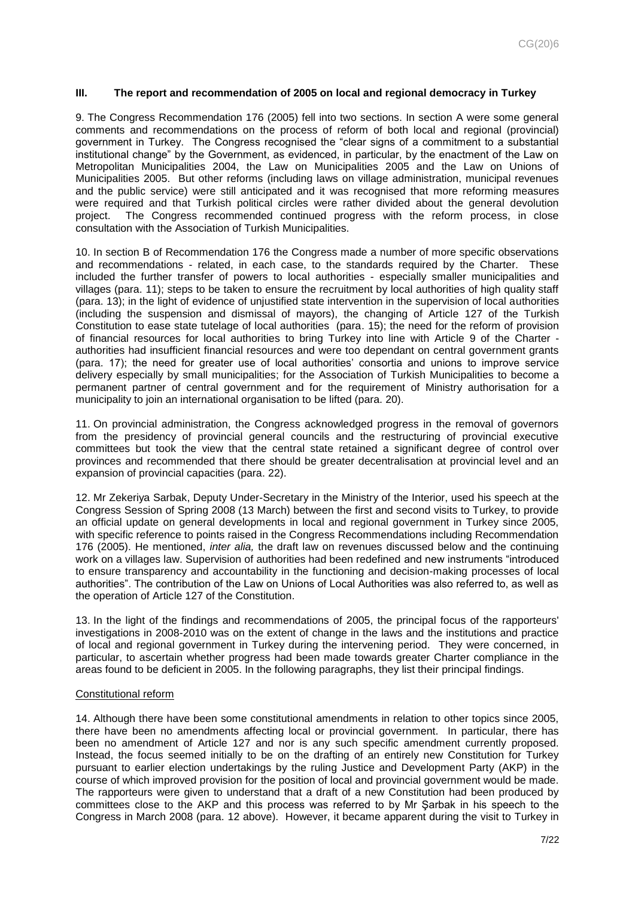### III. The report and recommendation of 2005 on local and regional democracy in Turkey

9. The Congress Recommendation 176 (2005) fell into two sections. In section A were some general comments and recommendations on the process of reform of both local and regional (provincial) government in Turkey. The Congress recognised the "clear signs of a commitment to a substantial institutional change" by the Government, as evidenced, in particular, by the enactment of the Law on Metropolitan Municipalities 2004, the Law on Municipalities 2005 and the Law on Unions of Municipalities 2005. But other reforms (including laws on village administration, municipal revenues and the public service) were still anticipated and it was recognised that more reforming measures were required and that Turkish political circles were rather divided about the general devolution project. The Congress recommended continued progress with the reform process, in close consultation with the Association of Turkish Municipalities.

10. In section B of Recommendation 176 the Congress made a number of more specific observations and recommendations - related, in each case, to the standards required by the Charter. These included the further transfer of powers to local authorities - especially smaller municipalities and villages (para. 11); steps to be taken to ensure the recruitment by local authorities of high quality staff (para. 13); in the light of evidence of unjustified state intervention in the supervision of local authorities (including the suspension and dismissal of mayors), the changing of Article 127 of the Turkish Constitution to ease state tutelage of local authorities (para. 15); the need for the reform of provision of financial resources for local authorities to bring Turkey into line with Article 9 of the Charter - authorities had insufficient financial resources and were too dependant on central government grants (para. 17); the need for greater use of local authorities' consortia and unions to improve service delivery especially by small municipalities; for the Association of Turkish Municipalities to become a permanent partner of central government and for the requirement of Ministry authorisation for a municipality to join an international organisation to be lifted (para. 20).

11. On provincial administration, the Congress acknowledged progress in the removal of governors from the presidency of provincial general councils and the restructuring of provincial executive committees but took the view that the central state retained a significant degree of control over provinces and recommended that there should be greater decentralisation at provincial level and an expansion of provincial capacities (para. 22).

12. Mr Zekeriya Sarbak, Deputy Under-Secretary in the Ministry of the Interior, used his speech at the Congress Session of Spring 2008 (13 March) between the first and second visits to Turkey, to provide an official update on general developments in local and regional government in Turkey since 2005, with specific reference to points raised in the Congress Recommendations including Recommendation 176 (2005). He mentioned, *inter alia,* the draft law on revenues discussed below and the continuing work on a villages law. Supervision of authorities had been redefined and new instruments "introduced to ensure transparency and accountability in the functioning and decision-making processes of local authorities". The contribution of the Law on Unions of Local Authorities was also referred to, as well as the operation of Article 127 of the Constitution.

13. In the light of the findings and recommendations of 2005, the principal focus of the rapporteurs' investigations in 2008-2010 was on the extent of change in the laws and the institutions and practice of local and regional government in Turkey during the intervening period. They were concerned, in particular, to ascertain whether progress had been made towards greater Charter compliance in the areas found to be deficient in 2005. In the following paragraphs, they list their principal findings.

#### Constitutional reform

14. Although there have been some constitutional amendments in relation to other topics since 2005, there have been no amendments affecting local or provincial government. In particular, there has been no amendment of Article 127 and nor is any such specific amendment currently proposed. Instead, the focus seemed initially to be on the drafting of an entirely new Constitution for Turkey pursuant to earlier election undertakings by the ruling Justice and Development Party (AKP) in the course of which improved provision for the position of local and provincial government would be made. The rapporteurs were given to understand that a draft of a new Constitution had been produced by committees close to the AKP and this process was referred to by Mr Şarbak in his speech to the Congress in March 2008 (para. 12 above). However, it became apparent during the visit to Turkey in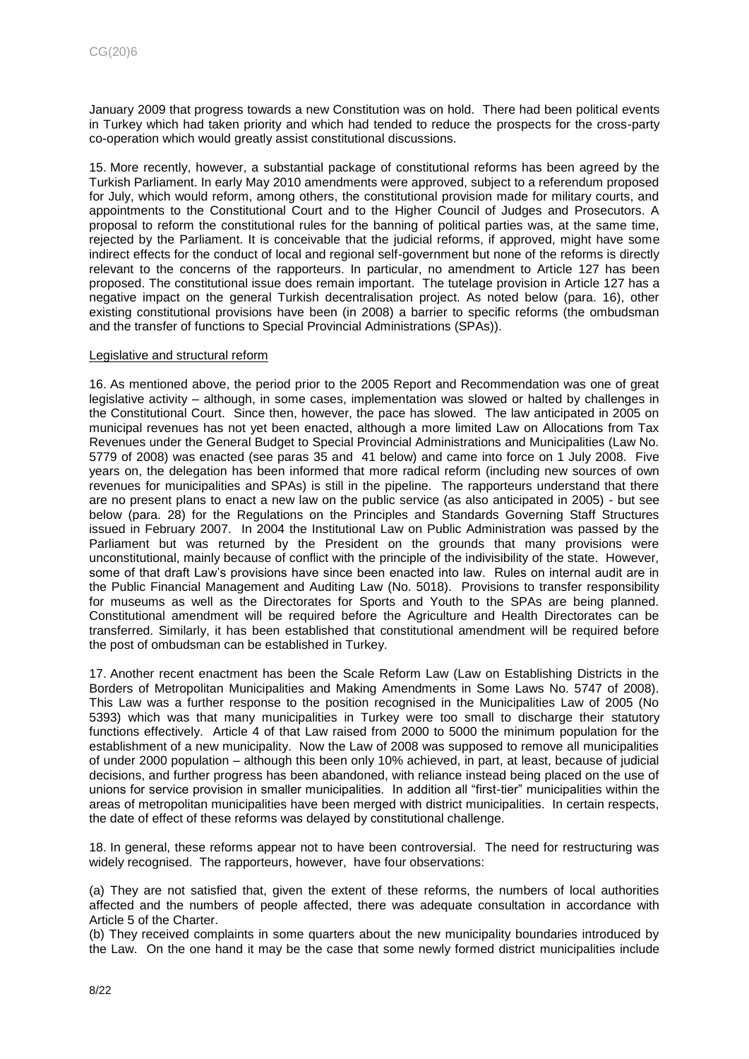January 2009 that progress towards a new Constitution was on hold. There had been political events in Turkey which had taken priority and which had tended to reduce the prospects for the cross-party co-operation which would greatly assist constitutional discussions.

15. More recently, however, a substantial package of constitutional reforms has been agreed by the Turkish Parliament. In early May 2010 amendments were approved, subject to a referendum proposed for July, which would reform, among others, the constitutional provision made for military courts, and appointments to the Constitutional Court and to the Higher Council of Judges and Prosecutors. A proposal to reform the constitutional rules for the banning of political parties was, at the same time, rejected by the Parliament. It is conceivable that the judicial reforms, if approved, might have some indirect effects for the conduct of local and regional self-government but none of the reforms is directly relevant to the concerns of the rapporteurs. In particular, no amendment to Article 127 has been proposed. The constitutional issue does remain important. The tutelage provision in Article 127 has a negative impact on the general Turkish decentralisation project. As noted below (para. 16), other existing constitutional provisions have been (in 2008) a barrier to specific reforms (the ombudsman and the transfer of functions to Special Provincial Administrations (SPAs)).

## Legislative and structural reform

16. As mentioned above, the period prior to the 2005 Report and Recommendation was one of great legislative activity – although, in some cases, implementation was slowed or halted by challenges in the Constitutional Court. Since then, however, the pace has slowed. The law anticipated in 2005 on municipal revenues has not yet been enacted, although a more limited Law on Allocations from Tax Revenues under the General Budget to Special Provincial Administrations and Municipalities (Law No. 5779 of 2008) was enacted (see paras 35 and 41 below) and came into force on 1 July 2008. Five years on, the delegation has been informed that more radical reform (including new sources of own revenues for municipalities and SPAs) is still in the pipeline. The rapporteurs understand that there are no present plans to enact a new law on the public service (as also anticipated in 2005) - but see below (para. 28) for the Regulations on the Principles and Standards Governing Staff Structures issued in February 2007. In 2004 the Institutional Law on Public Administration was passed by the Parliament but was returned by the President on the grounds that many provisions were unconstitutional, mainly because of conflict with the principle of the indivisibility of the state. However, some of that draft Law's provisions have since been enacted into law. Rules on internal audit are in the Public Financial Management and Auditing Law (No. 5018). Provisions to transfer responsibility for museums as well as the Directorates for Sports and Youth to the SPAs are being planned. Constitutional amendment will be required before the Agriculture and Health Directorates can be transferred. Similarly, it has been established that constitutional amendment will be required before the post of ombudsman can be established in Turkey.

17. Another recent enactment has been the Scale Reform Law (Law on Establishing Districts in the Borders of Metropolitan Municipalities and Making Amendments in Some Laws No. 5747 of 2008). This Law was a further response to the position recognised in the Municipalities Law of 2005 (No 5393) which was that many municipalities in Turkey were too small to discharge their statutory functions effectively. Article 4 of that Law raised from 2000 to 5000 the minimum population for the establishment of a new municipality. Now the Law of 2008 was supposed to remove all municipalities of under 2000 population – although this been only 10% achieved, in part, at least, because of judicial decisions, and further progress has been abandoned, with reliance instead being placed on the use of unions for service provision in smaller municipalities. In addition all "first-tier" municipalities within the areas of metropolitan municipalities have been merged with district municipalities. In certain respects, the date of effect of these reforms was delayed by constitutional challenge.

18. In general, these reforms appear not to have been controversial. The need for restructuring was widely recognised. The rapporteurs, however, have four observations:

(a) They are not satisfied that, given the extent of these reforms, the numbers of local authorities affected and the numbers of people affected, there was adequate consultation in accordance with Article 5 of the Charter.

(b) They received complaints in some quarters about the new municipality boundaries introduced by the Law. On the one hand it may be the case that some newly formed district municipalities include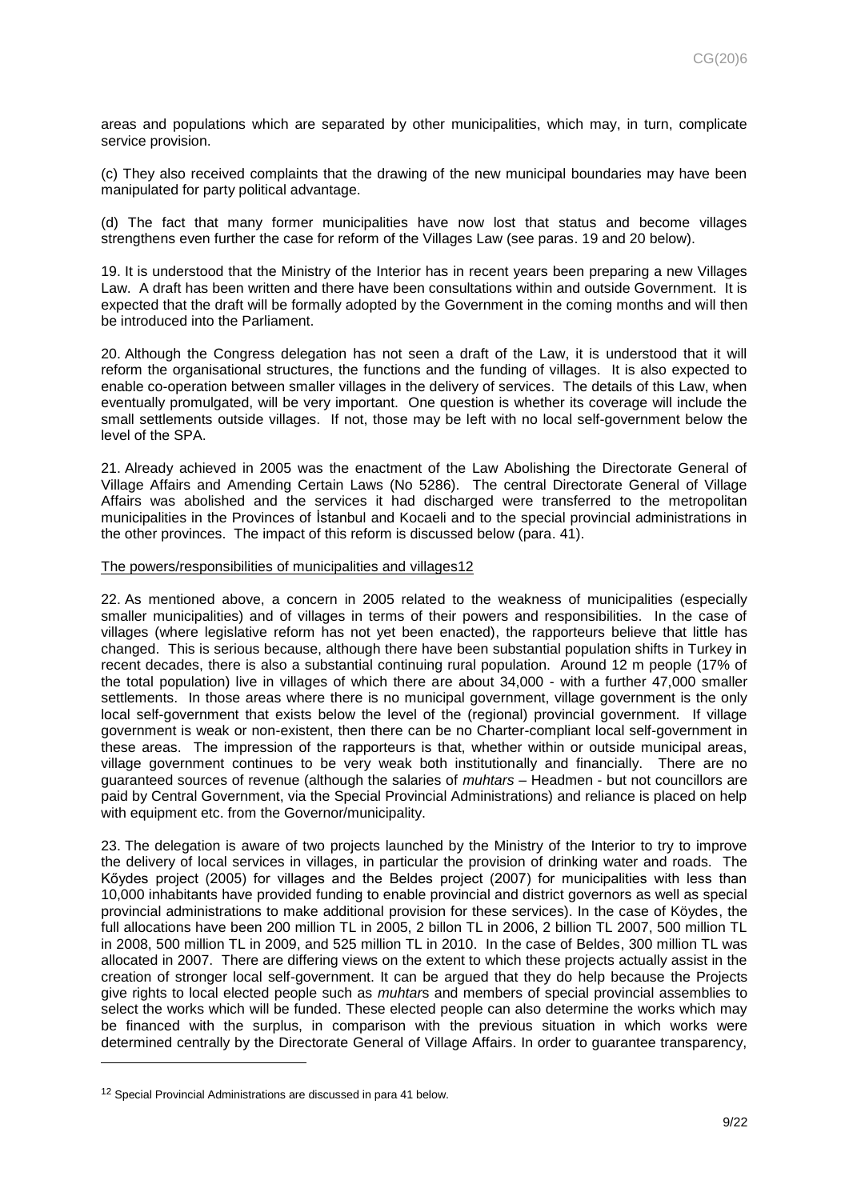areas and populations which are separated by other municipalities, which may, in turn, complicate service provision.

(c) They also received complaints that the drawing of the new municipal boundaries may have been manipulated for party political advantage.

(d) The fact that many former municipalities have now lost that status and become villages strengthens even further the case for reform of the Villages Law (see paras. 19 and 20 below).

19. It is understood that the Ministry of the Interior has in recent years been preparing a new Villages Law. A draft has been written and there have been consultations within and outside Government. It is expected that the draft will be formally adopted by the Government in the coming months and will then be introduced into the Parliament.

20. Although the Congress delegation has not seen a draft of the Law, it is understood that it will reform the organisational structures, the functions and the funding of villages. It is also expected to enable co-operation between smaller villages in the delivery of services. The details of this Law, when eventually promulgated, will be very important. One question is whether its coverage will include the small settlements outside villages. If not, those may be left with no local self-government below the level of the SPA.

21. Already achieved in 2005 was the enactment of the Law Abolishing the Directorate General of Village Affairs and Amending Certain Laws (No 5286). The central Directorate General of Village Affairs was abolished and the services it had discharged were transferred to the metropolitan municipalities in the Provinces of İstanbul and Kocaeli and to the special provincial administrations in the other provinces. The impact of this reform is discussed below (para. 41).

<u>The powers/responsibilities of municipalities and villages</u>[12]

22. As mentioned above, a concern in 2005 related to the weakness of municipalities (especially smaller municipalities) and of villages in terms of their powers and responsibilities. In the case of villages (where legislative reform has not yet been enacted), the rapporteurs believe that little has changed. This is serious because, although there have been substantial population shifts in Turkey in recent decades, there is also a substantial continuing rural population. Around 12 m people (17% of the total population) live in villages of which there are about 34,000 - with a further 47,000 smaller settlements. In those areas where there is no municipal government, village government is the only local self-government that exists below the level of the (regional) provincial government. If village government is weak or non-existent, then there can be no Charter-compliant local self-government in these areas. The impression of the rapporteurs is that, whether within or outside municipal areas, village government continues to be very weak both institutionally and financially. There are no guaranteed sources of revenue (although the salaries of *muhtars* – Headmen - but not councillors are paid by Central Government, via the Special Provincial Administrations) and reliance is placed on help with equipment etc. from the Governor/municipality.

23. The delegation is aware of two projects launched by the Ministry of the Interior to try to improve the delivery of local services in villages, in particular the provision of drinking water and roads. The Kődes project (2005) for villages and the Beldes project (2007) for municipalities with less than 10,000 inhabitants have provided funding to enable provincial and district governors as well as special provincial administrations to make additional provision for these services). In the case of Köydes, the full allocations have been 200 million TL in 2005, 2 billon TL in 2006, 2 billion TL 2007, 500 million TL in 2008, 500 million TL in 2009, and 525 million TL in 2010. In the case of Beldes, 300 million TL was allocated in 2007. There are differing views on the extent to which these projects actually assist in the creation of stronger local self-government. It can be argued that they do help because the Projects give rights to local elected people such as *muhtars* and members of special provincial assemblies to select the works which will be funded. These elected people can also determine the works which may be financed with the surplus, in comparison with the previous situation in which works were determined centrally by the Directorate General of Village Affairs. In order to guarantee transparency,

[12] Special Provincial Administrations are discussed in para 41 below.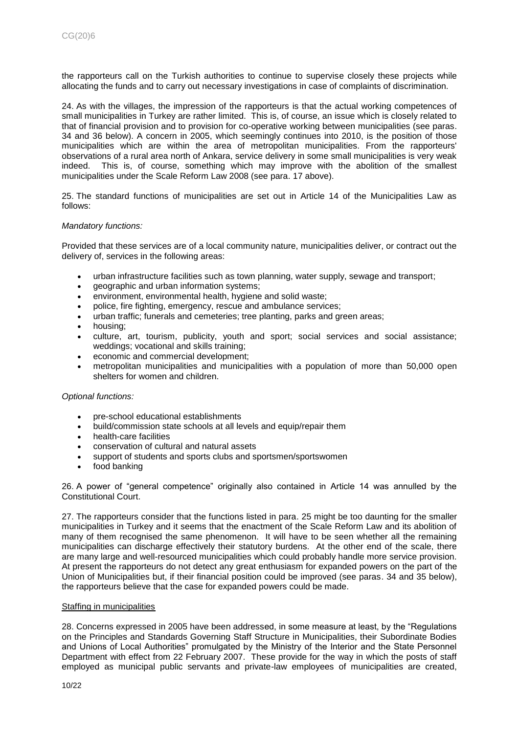the rapporteurs call on the Turkish authorities to continue to supervise closely these projects while allocating the funds and to carry out necessary investigations in case of complaints of discrimination.

24. As with the villages, the impression of the rapporteurs is that the actual working competences of small municipalities in Turkey are rather limited. This is, of course, an issue which is closely related to that of financial provision and to provision for co-operative working between municipalities (see paras. 34 and 36 below). A concern in 2005, which seemingly continues into 2010, is the position of those municipalities which are within the area of metropolitan municipalities. From the rapporteurs' observations of a rural area north of Ankara, service delivery in some small municipalities is very weak indeed. This is, of course, something which may improve with the abolition of the smallest municipalities under the Scale Reform Law 2008 (see para. 17 above).

25. The standard functions of municipalities are set out in Article 14 of the Municipalities Law as follows:

*Mandatory functions:*

Provided that these services are of a local community nature, municipalities deliver, or contract out the delivery of, services in the following areas:

- urban infrastructure facilities such as town planning, water supply, sewage and transport;
- geographic and urban information systems;
- environment, environmental health, hygiene and solid waste;
- police, fire fighting, emergency, rescue and ambulance services;
- urban traffic; funerals and cemeteries; tree planting, parks and green areas;
- housing;
- culture, art, tourism, publicity, youth and sport; social services and social assistance; weddings; vocational and skills training;
- economic and commercial development;
- metropolitan municipalities and municipalities with a population of more than 50,000 open shelters for women and children.

*Optional functions:*

- pre-school educational establishments
- build/commission state schools at all levels and equip/repair them
- health-care facilities
- conservation of cultural and natural assets
- support of students and sports clubs and sportsmen/sportswomen
- food banking

26. A power of "general competence" originally also contained in Article 14 was annulled by the Constitutional Court.

27. The rapporteurs consider that the functions listed in para. 25 might be too daunting for the smaller municipalities in Turkey and it seems that the enactment of the Scale Reform Law and its abolition of many of them recognised the same phenomenon. It will have to be seen whether all the remaining municipalities can discharge effectively their statutory burdens. At the other end of the scale, there are many large and well-resourced municipalities which could probably handle more service provision. At present the rapporteurs do not detect any great enthusiasm for expanded powers on the part of the Union of Municipalities but, if their financial position could be improved (see paras. 34 and 35 below), the rapporteurs believe that the case for expanded powers could be made.

Staffing in municipalities

28. Concerns expressed in 2005 have been addressed, in some measure at least, by the "Regulations on the Principles and Standards Governing Staff Structure in Municipalities, their Subordinate Bodies and Unions of Local Authorities" promulgated by the Ministry of the Interior and the State Personnel Department with effect from 22 February 2007. These provide for the way in which the posts of staff employed as municipal public servants and private-law employees of municipalities are created,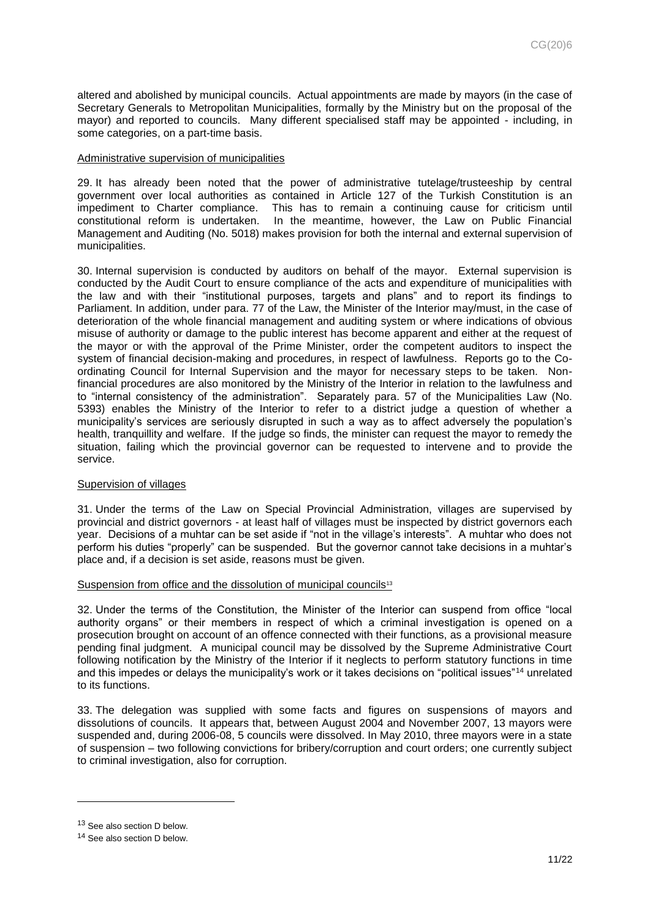altered and abolished by municipal councils. Actual appointments are made by mayors (in the case of Secretary Generals to Metropolitan Municipalities, formally by the Ministry but on the proposal of the mayor) and reported to councils. Many different specialised staff may be appointed - including, in some categories, on a part-time basis.

Administrative supervision of municipalities

29. It has already been noted that the power of administrative tutelage/trusteeship by central government over local authorities as contained in Article 127 of the Turkish Constitution is an impediment to Charter compliance. This has to remain a continuing cause for criticism until constitutional reform is undertaken. In the meantime, however, the Law on Public Financial Management and Auditing (No. 5018) makes provision for both the internal and external supervision of municipalities.

30. Internal supervision is conducted by auditors on behalf of the mayor. External supervision is conducted by the Audit Court to ensure compliance of the acts and expenditure of municipalities with the law and with their "institutional purposes, targets and plans" and to report its findings to Parliament. In addition, under para. 77 of the Law, the Minister of the Interior may/must, in the case of deterioration of the whole financial management and auditing system or where indications of obvious misuse of authority or damage to the public interest has become apparent and either at the request of the mayor or with the approval of the Prime Minister, order the competent auditors to inspect the system of financial decision-making and procedures, in respect of lawfulness. Reports go to the Co-ordinating Council for Internal Supervision and the mayor for necessary steps to be taken. Non-financial procedures are also monitored by the Ministry of the Interior in relation to the lawfulness and to "internal consistency of the administration". Separately para. 57 of the Municipalities Law (No. 5393) enables the Ministry of the Interior to refer to a district judge a question of whether a municipality's services are seriously disrupted in such a way as to affect adversely the population's health, tranquillity and welfare. If the judge so finds, the minister can request the mayor to remedy the situation, failing which the provincial governor can be requested to intervene and to provide the service.

Supervision of villages

31. Under the terms of the Law on Special Provincial Administration, villages are supervised by provincial and district governors - at least half of villages must be inspected by district governors each year. Decisions of a muhtar can be set aside if "not in the village's interests". A muhtar who does not perform his duties "properly" can be suspended. But the governor cannot take decisions in a muhtar's place and, if a decision is set aside, reasons must be given.

Suspension from office and the dissolution of municipal councils[13]

32. Under the terms of the Constitution, the Minister of the Interior can suspend from office "local authority organs" or their members in respect of which a criminal investigation is opened on a prosecution brought on account of an offence connected with their functions, as a provisional measure pending final judgment. A municipal council may be dissolved by the Supreme Administrative Court following notification by the Ministry of the Interior if it neglects to perform statutory functions in time and this impedes or delays the municipality's work or it takes decisions on "political issues"[14] unrelated to its functions.

33. The delegation was supplied with some facts and figures on suspensions of mayors and dissolutions of councils. It appears that, between August 2004 and November 2007, 13 mayors were suspended and, during 2006-08, 5 councils were dissolved. In May 2010, three mayors were in a state of suspension – two following convictions for bribery/corruption and court orders; one currently subject to criminal investigation, also for corruption.

---

[13] See also section D below.

[14] See also section D below.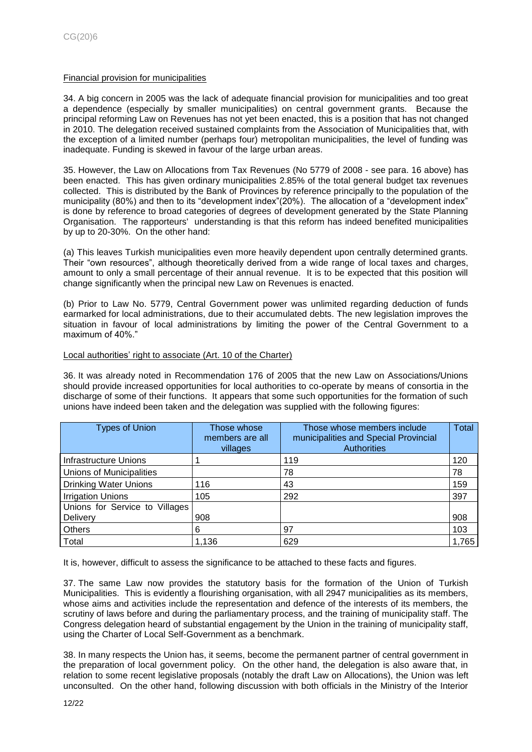Financial provision for municipalities

34. A big concern in 2005 was the lack of adequate financial provision for municipalities and too great a dependence (especially by smaller municipalities) on central government grants. Because the principal reforming Law on Revenues has not yet been enacted, this is a position that has not changed in 2010. The delegation received sustained complaints from the Association of Municipalities that, with the exception of a limited number (perhaps four) metropolitan municipalities, the level of funding was inadequate. Funding is skewed in favour of the large urban areas.

35. However, the Law on Allocations from Tax Revenues (No 5779 of 2008 - see para. 16 above) has been enacted. This has given ordinary municipalities 2.85% of the total general budget tax revenues collected. This is distributed by the Bank of Provinces by reference principally to the population of the municipality (80%) and then to its "development index"(20%). The allocation of a "development index" is done by reference to broad categories of degrees of development generated by the State Planning Organisation. The rapporteurs' understanding is that this reform has indeed benefited municipalities by up to 20-30%. On the other hand:

(a) This leaves Turkish municipalities even more heavily dependent upon centrally determined grants. Their "own resources", although theoretically derived from a wide range of local taxes and charges, amount to only a small percentage of their annual revenue. It is to be expected that this position will change significantly when the principal new Law on Revenues is enacted.

(b) Prior to Law No. 5779, Central Government power was unlimited regarding deduction of funds earmarked for local administrations, due to their accumulated debts. The new legislation improves the situation in favour of local administrations by limiting the power of the Central Government to a maximum of 40%."

Local authorities' right to associate (Art. 10 of the Charter)

36. It was already noted in Recommendation 176 of 2005 that the new Law on Associations/Unions should provide increased opportunities for local authorities to co-operate by means of consortia in the discharge of some of their functions. It appears that some such opportunities for the formation of such unions have indeed been taken and the delegation was supplied with the following figures:

| Types of Union | Those whose members are all villages | Those whose members include municipalities and Special Provincial Authorities | Total |
|---|---|---|---|
| Infrastructure Unions | 1 | 119 | 120 |
| Unions of Municipalities | | 78 | 78 |
| Drinking Water Unions | 116 | 43 | 159 |
| Irrigation Unions | 105 | 292 | 397 |
| Unions for Service to Villages Delivery | 908 | | 908 |
| Others | 6 | 97 | 103 |
| Total | 1,136 | 629 | 1,765 |

It is, however, difficult to assess the significance to be attached to these facts and figures.

37. The same Law now provides the statutory basis for the formation of the Union of Turkish Municipalities. This is evidently a flourishing organisation, with all 2947 municipalities as its members, whose aims and activities include the representation and defence of the interests of its members, the scrutiny of laws before and during the parliamentary process, and the training of municipality staff. The Congress delegation heard of substantial engagement by the Union in the training of municipality staff, using the Charter of Local Self-Government as a benchmark.

38. In many respects the Union has, it seems, become the permanent partner of central government in the preparation of local government policy. On the other hand, the delegation is also aware that, in relation to some recent legislative proposals (notably the draft Law on Allocations), the Union was left unconsulted. On the other hand, following discussion with both officials in the Ministry of the Interior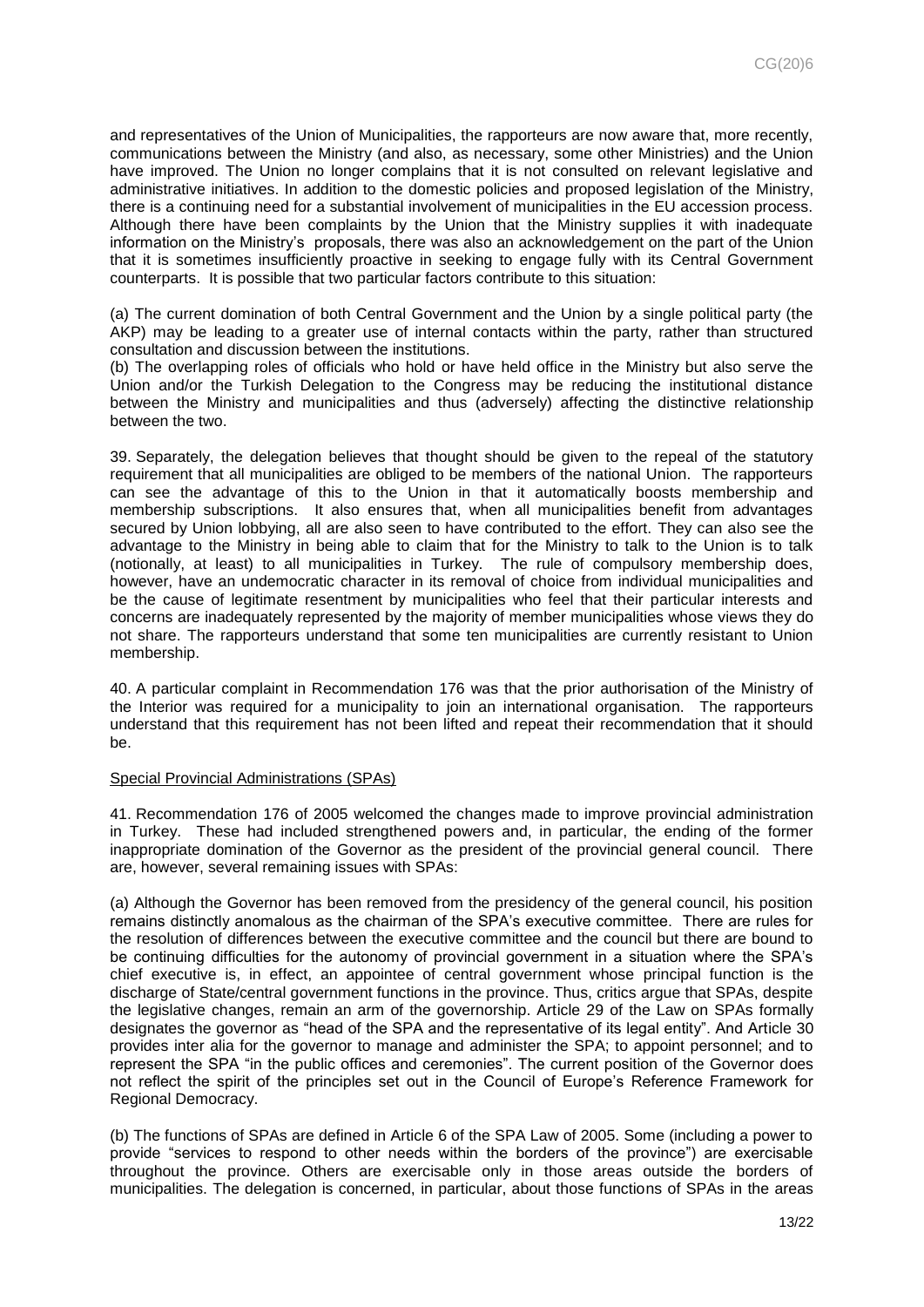and representatives of the Union of Municipalities, the rapporteurs are now aware that, more recently, communications between the Ministry (and also, as necessary, some other Ministries) and the Union have improved. The Union no longer complains that it is not consulted on relevant legislative and administrative initiatives. In addition to the domestic policies and proposed legislation of the Ministry, there is a continuing need for a substantial involvement of municipalities in the EU accession process. Although there have been complaints by the Union that the Ministry supplies it with inadequate information on the Ministry's proposals, there was also an acknowledgement on the part of the Union that it is sometimes insufficiently proactive in seeking to engage fully with its Central Government counterparts. It is possible that two particular factors contribute to this situation:

(a) The current domination of both Central Government and the Union by a single political party (the AKP) may be leading to a greater use of internal contacts within the party, rather than structured consultation and discussion between the institutions.

(b) The overlapping roles of officials who hold or have held office in the Ministry but also serve the Union and/or the Turkish Delegation to the Congress may be reducing the institutional distance between the Ministry and municipalities and thus (adversely) affecting the distinctive relationship between the two.

39. Separately, the delegation believes that thought should be given to the repeal of the statutory requirement that all municipalities are obliged to be members of the national Union. The rapporteurs can see the advantage of this to the Union in that it automatically boosts membership and membership subscriptions. It also ensures that, when all municipalities benefit from advantages secured by Union lobbying, all are also seen to have contributed to the effort. They can also see the advantage to the Ministry in being able to claim that for the Ministry to talk to the Union is to talk (notionally, at least) to all municipalities in Turkey. The rule of compulsory membership does, however, have an undemocratic character in its removal of choice from individual municipalities and be the cause of legitimate resentment by municipalities who feel that their particular interests and concerns are inadequately represented by the majority of member municipalities whose views they do not share. The rapporteurs understand that some ten municipalities are currently resistant to Union membership.

40. A particular complaint in Recommendation 176 was that the prior authorisation of the Ministry of the Interior was required for a municipality to join an international organisation. The rapporteurs understand that this requirement has not been lifted and repeat their recommendation that it should be.

## Special Provincial Administrations (SPAs)

41. Recommendation 176 of 2005 welcomed the changes made to improve provincial administration in Turkey. These had included strengthened powers and, in particular, the ending of the former inappropriate domination of the Governor as the president of the provincial general council. There are, however, several remaining issues with SPAs:

(a) Although the Governor has been removed from the presidency of the general council, his position remains distinctly anomalous as the chairman of the SPA's executive committee. There are rules for the resolution of differences between the executive committee and the council but there are bound to be continuing difficulties for the autonomy of provincial government in a situation where the SPA's chief executive is, in effect, an appointee of central government whose principal function is the discharge of State/central government functions in the province. Thus, critics argue that SPAs, despite the legislative changes, remain an arm of the governorship. Article 29 of the Law on SPAs formally designates the governor as "head of the SPA and the representative of its legal entity". And Article 30 provides inter alia for the governor to manage and administer the SPA; to appoint personnel; and to represent the SPA "in the public offices and ceremonies". The current position of the Governor does not reflect the spirit of the principles set out in the Council of Europe's Reference Framework for Regional Democracy.

(b) The functions of SPAs are defined in Article 6 of the SPA Law of 2005. Some (including a power to provide "services to respond to other needs within the borders of the province") are exercisable throughout the province. Others are exercisable only in those areas outside the borders of municipalities. The delegation is concerned, in particular, about those functions of SPAs in the areas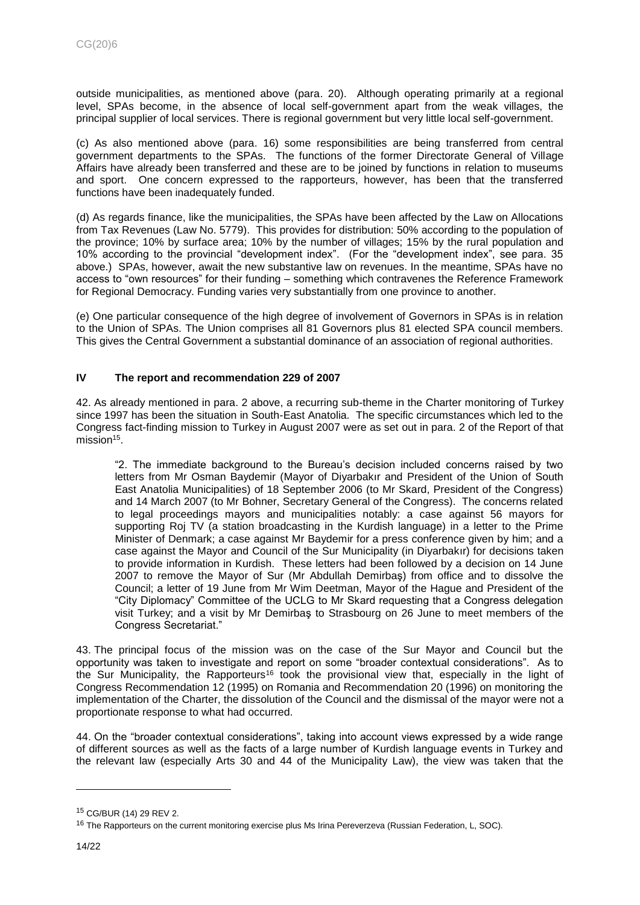outside municipalities, as mentioned above (para. 20). Although operating primarily at a regional level, SPAs become, in the absence of local self-government apart from the weak villages, the principal supplier of local services. There is regional government but very little local self-government.

(c) As also mentioned above (para. 16) some responsibilities are being transferred from central government departments to the SPAs. The functions of the former Directorate General of Village Affairs have already been transferred and these are to be joined by functions in relation to museums and sport. One concern expressed to the rapporteurs, however, has been that the transferred functions have been inadequately funded.

(d) As regards finance, like the municipalities, the SPAs have been affected by the Law on Allocations from Tax Revenues (Law No. 5779). This provides for distribution: 50% according to the population of the province; 10% by surface area; 10% by the number of villages; 15% by the rural population and 10% according to the provincial "development index". (For the "development index", see para. 35 above.) SPAs, however, await the new substantive law on revenues. In the meantime, SPAs have no access to "own resources" for their funding – something which contravenes the Reference Framework for Regional Democracy. Funding varies very substantially from one province to another.

(e) One particular consequence of the high degree of involvement of Governors in SPAs is in relation to the Union of SPAs. The Union comprises all 81 Governors plus 81 elected SPA council members. This gives the Central Government a substantial dominance of an association of regional authorities.

## IV The report and recommendation 229 of 2007

42. As already mentioned in para. 2 above, a recurring sub-theme in the Charter monitoring of Turkey since 1997 has been the situation in South-East Anatolia. The specific circumstances which led to the Congress fact-finding mission to Turkey in August 2007 were as set out in para. 2 of the Report of that mission[15].

> "2. The immediate background to the Bureau's decision included concerns raised by two letters from Mr Osman Baydemir (Mayor of Diyarbakır and President of the Union of South East Anatolia Municipalities) of 18 September 2006 (to Mr Skard, President of the Congress) and 14 March 2007 (to Mr Bohner, Secretary General of the Congress). The concerns related to legal proceedings mayors and municipalities notably: a case against 56 mayors for supporting Roj TV (a station broadcasting in the Kurdish language) in a letter to the Prime Minister of Denmark; a case against Mr Baydemir for a press conference given by him; and a case against the Mayor and Council of the Sur Municipality (in Diyarbakır) for decisions taken to provide information in Kurdish. These letters had been followed by a decision on 14 June 2007 to remove the Mayor of Sur (Mr Abdullah Demirbaş) from office and to dissolve the Council; a letter of 19 June from Mr Wim Deetman, Mayor of the Hague and President of the "City Diplomacy" Committee of the UCLG to Mr Skard requesting that a Congress delegation visit Turkey; and a visit by Mr Demirbaş to Strasbourg on 26 June to meet members of the Congress Secretariat."

43. The principal focus of the mission was on the case of the Sur Mayor and Council but the opportunity was taken to investigate and report on some "broader contextual considerations". As to the Sur Municipality, the Rapporteurs[16] took the provisional view that, especially in the light of Congress Recommendation 12 (1995) on Romania and Recommendation 20 (1996) on monitoring the implementation of the Charter, the dissolution of the Council and the dismissal of the mayor were not a proportionate response to what had occurred.

44. On the "broader contextual considerations", taking into account views expressed by a wide range of different sources as well as the facts of a large number of Kurdish language events in Turkey and the relevant law (especially Arts 30 and 44 of the Municipality Law), the view was taken that the

---

[15] CG/BUR (14) 29 REV 2.

[16] The Rapporteurs on the current monitoring exercise plus Ms Irina Pereverzeva (Russian Federation, L, SOC).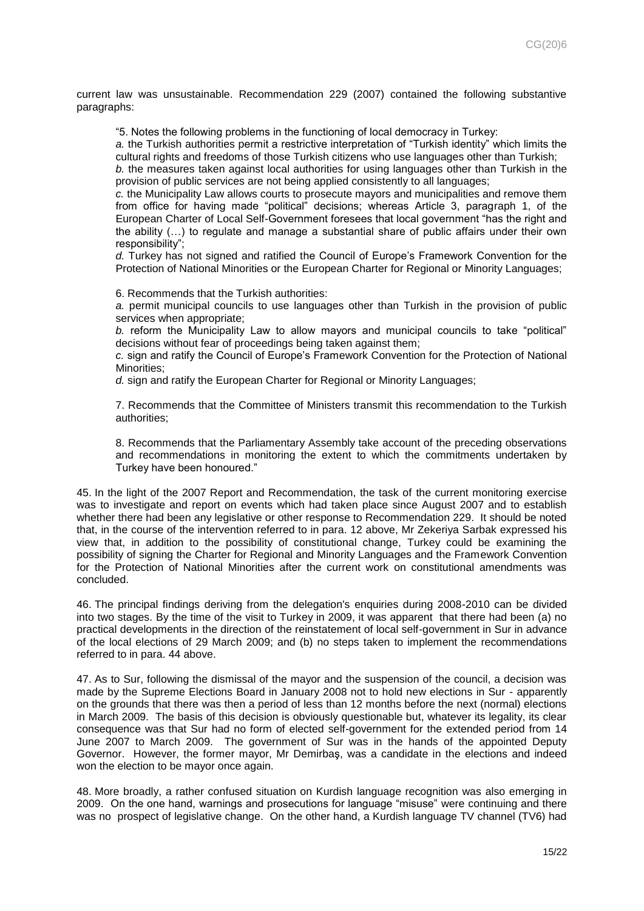current law was unsustainable. Recommendation 229 (2007) contained the following substantive paragraphs:

> "5. Notes the following problems in the functioning of local democracy in Turkey:
>
> *a.* the Turkish authorities permit a restrictive interpretation of "Turkish identity" which limits the cultural rights and freedoms of those Turkish citizens who use languages other than Turkish;
>
> *b.* the measures taken against local authorities for using languages other than Turkish in the provision of public services are not being applied consistently to all languages;
>
> *c.* the Municipality Law allows courts to prosecute mayors and municipalities and remove them from office for having made "political" decisions; whereas Article 3, paragraph 1, of the European Charter of Local Self-Government foresees that local government "has the right and the ability (…) to regulate and manage a substantial share of public affairs under their own responsibility";
>
> *d.* Turkey has not signed and ratified the Council of Europe's Framework Convention for the Protection of National Minorities or the European Charter for Regional or Minority Languages;
>
> 6. Recommends that the Turkish authorities:
>
> *a.* permit municipal councils to use languages other than Turkish in the provision of public services when appropriate;
>
> *b.* reform the Municipality Law to allow mayors and municipal councils to take "political" decisions without fear of proceedings being taken against them;
>
> *c.* sign and ratify the Council of Europe's Framework Convention for the Protection of National Minorities;
>
> *d.* sign and ratify the European Charter for Regional or Minority Languages;
>
> 7. Recommends that the Committee of Ministers transmit this recommendation to the Turkish authorities;
>
> 8. Recommends that the Parliamentary Assembly take account of the preceding observations and recommendations in monitoring the extent to which the commitments undertaken by Turkey have been honoured."

45. In the light of the 2007 Report and Recommendation, the task of the current monitoring exercise was to investigate and report on events which had taken place since August 2007 and to establish whether there had been any legislative or other response to Recommendation 229. It should be noted that, in the course of the intervention referred to in para. 12 above, Mr Zekeriya Sarbak expressed his view that, in addition to the possibility of constitutional change, Turkey could be examining the possibility of signing the Charter for Regional and Minority Languages and the Framework Convention for the Protection of National Minorities after the current work on constitutional amendments was concluded.

46. The principal findings deriving from the delegation's enquiries during 2008-2010 can be divided into two stages. By the time of the visit to Turkey in 2009, it was apparent that there had been (a) no practical developments in the direction of the reinstatement of local self-government in Sur in advance of the local elections of 29 March 2009; and (b) no steps taken to implement the recommendations referred to in para. 44 above.

47. As to Sur, following the dismissal of the mayor and the suspension of the council, a decision was made by the Supreme Elections Board in January 2008 not to hold new elections in Sur - apparently on the grounds that there was then a period of less than 12 months before the next (normal) elections in March 2009. The basis of this decision is obviously questionable but, whatever its legality, its clear consequence was that Sur had no form of elected self-government for the extended period from 14 June 2007 to March 2009. The government of Sur was in the hands of the appointed Deputy Governor. However, the former mayor, Mr Demirbaş, was a candidate in the elections and indeed won the election to be mayor once again.

48. More broadly, a rather confused situation on Kurdish language recognition was also emerging in 2009. On the one hand, warnings and prosecutions for language "misuse" were continuing and there was no prospect of legislative change. On the other hand, a Kurdish language TV channel (TV6) had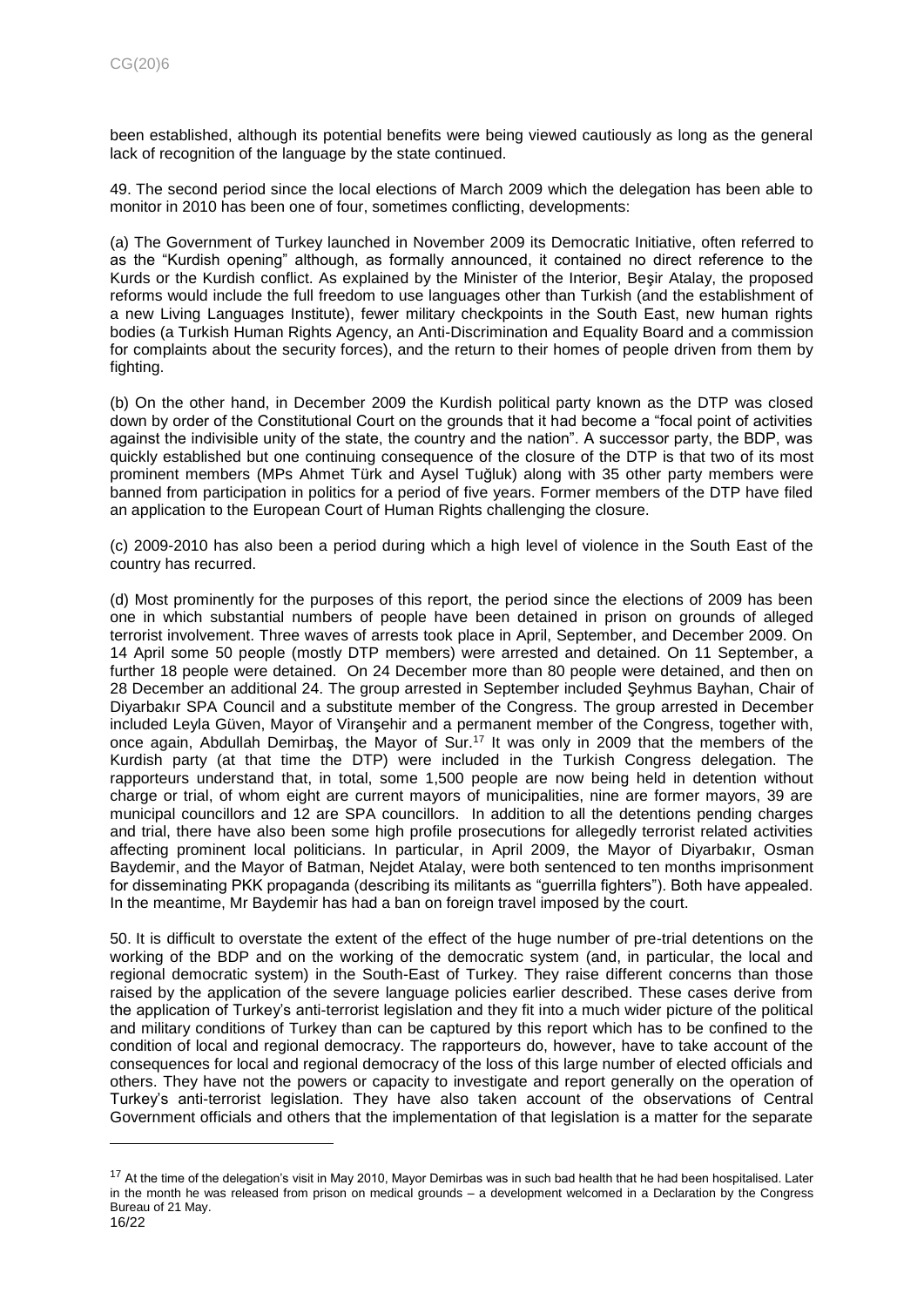been established, although its potential benefits were being viewed cautiously as long as the general lack of recognition of the language by the state continued.

49. The second period since the local elections of March 2009 which the delegation has been able to monitor in 2010 has been one of four, sometimes conflicting, developments:

(a) The Government of Turkey launched in November 2009 its Democratic Initiative, often referred to as the "Kurdish opening" although, as formally announced, it contained no direct reference to the Kurds or the Kurdish conflict. As explained by the Minister of the Interior, Beşir Atalay, the proposed reforms would include the full freedom to use languages other than Turkish (and the establishment of a new Living Languages Institute), fewer military checkpoints in the South East, new human rights bodies (a Turkish Human Rights Agency, an Anti-Discrimination and Equality Board and a commission for complaints about the security forces), and the return to their homes of people driven from them by fighting.

(b) On the other hand, in December 2009 the Kurdish political party known as the DTP was closed down by order of the Constitutional Court on the grounds that it had become a "focal point of activities against the indivisible unity of the state, the country and the nation". A successor party, the BDP, was quickly established but one continuing consequence of the closure of the DTP is that two of its most prominent members (MPs Ahmet Türk and Aysel Tuğluk) along with 35 other party members were banned from participation in politics for a period of five years. Former members of the DTP have filed an application to the European Court of Human Rights challenging the closure.

(c) 2009-2010 has also been a period during which a high level of violence in the South East of the country has recurred.

(d) Most prominently for the purposes of this report, the period since the elections of 2009 has been one in which substantial numbers of people have been detained in prison on grounds of alleged terrorist involvement. Three waves of arrests took place in April, September, and December 2009. On 14 April some 50 people (mostly DTP members) were arrested and detained. On 11 September, a further 18 people were detained. On 24 December more than 80 people were detained, and then on 28 December an additional 24. The group arrested in September included Şeyhmus Bayhan, Chair of Diyarbakır SPA Council and a substitute member of the Congress. The group arrested in December included Leyla Güven, Mayor of Viranşehir and a permanent member of the Congress, together with, once again, Abdullah Demirbaş, the Mayor of Sur.[17] It was only in 2009 that the members of the Kurdish party (at that time the DTP) were included in the Turkish Congress delegation. The rapporteurs understand that, in total, some 1,500 people are now being held in detention without charge or trial, of whom eight are current mayors of municipalities, nine are former mayors, 39 are municipal councillors and 12 are SPA councillors. In addition to all the detentions pending charges and trial, there have also been some high profile prosecutions for allegedly terrorist related activities affecting prominent local politicians. In particular, in April 2009, the Mayor of Diyarbakır, Osman Baydemir, and the Mayor of Batman, Nejdet Atalay, were both sentenced to ten months imprisonment for disseminating PKK propaganda (describing its militants as "guerrilla fighters"). Both have appealed. In the meantime, Mr Baydemir has had a ban on foreign travel imposed by the court.

50. It is difficult to overstate the extent of the effect of the huge number of pre-trial detentions on the working of the BDP and on the working of the democratic system (and, in particular, the local and regional democratic system) in the South-East of Turkey. They raise different concerns than those raised by the application of the severe language policies earlier described. These cases derive from the application of Turkey's anti-terrorist legislation and they fit into a much wider picture of the political and military conditions of Turkey than can be captured by this report which has to be confined to the condition of local and regional democracy. The rapporteurs do, however, have to take account of the consequences for local and regional democracy of the loss of this large number of elected officials and others. They have not the powers or capacity to investigate and report generally on the operation of Turkey's anti-terrorist legislation. They have also taken account of the observations of Central Government officials and others that the implementation of that legislation is a matter for the separate

[17] At the time of the delegation's visit in May 2010, Mayor Demirbas was in such bad health that he had been hospitalised. Later in the month he was released from prison on medical grounds – a development welcomed in a Declaration by the Congress Bureau of 21 May.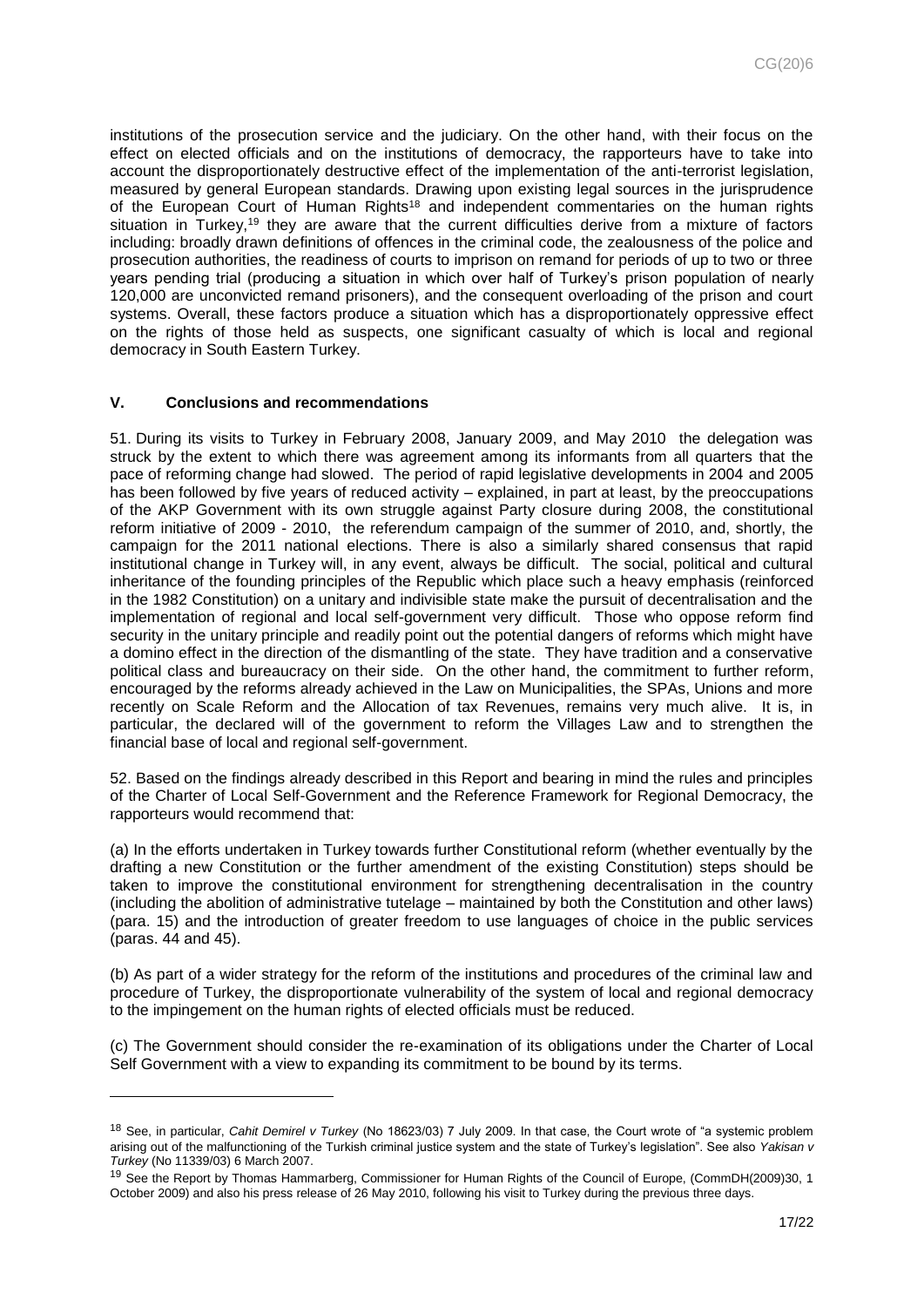institutions of the prosecution service and the judiciary. On the other hand, with their focus on the effect on elected officials and on the institutions of democracy, the rapporteurs have to take into account the disproportionately destructive effect of the implementation of the anti-terrorist legislation, measured by general European standards. Drawing upon existing legal sources in the jurisprudence of the European Court of Human Rights[18] and independent commentaries on the human rights situation in Turkey,[19] they are aware that the current difficulties derive from a mixture of factors including: broadly drawn definitions of offences in the criminal code, the zealousness of the police and prosecution authorities, the readiness of courts to imprison on remand for periods of up to two or three years pending trial (producing a situation in which over half of Turkey's prison population of nearly 120,000 are unconvicted remand prisoners), and the consequent overloading of the prison and court systems. Overall, these factors produce a situation which has a disproportionately oppressive effect on the rights of those held as suspects, one significant casualty of which is local and regional democracy in South Eastern Turkey.

## V. Conclusions and recommendations

51. During its visits to Turkey in February 2008, January 2009, and May 2010 the delegation was struck by the extent to which there was agreement among its informants from all quarters that the pace of reforming change had slowed. The period of rapid legislative developments in 2004 and 2005 has been followed by five years of reduced activity – explained, in part at least, by the preoccupations of the AKP Government with its own struggle against Party closure during 2008, the constitutional reform initiative of 2009 - 2010, the referendum campaign of the summer of 2010, and, shortly, the campaign for the 2011 national elections. There is also a similarly shared consensus that rapid institutional change in Turkey will, in any event, always be difficult. The social, political and cultural inheritance of the founding principles of the Republic which place such a heavy emphasis (reinforced in the 1982 Constitution) on a unitary and indivisible state make the pursuit of decentralisation and the implementation of regional and local self-government very difficult. Those who oppose reform find security in the unitary principle and readily point out the potential dangers of reforms which might have a domino effect in the direction of the dismantling of the state. They have tradition and a conservative political class and bureaucracy on their side. On the other hand, the commitment to further reform, encouraged by the reforms already achieved in the Law on Municipalities, the SPAs, Unions and more recently on Scale Reform and the Allocation of tax Revenues, remains very much alive. It is, in particular, the declared will of the government to reform the Villages Law and to strengthen the financial base of local and regional self-government.

52. Based on the findings already described in this Report and bearing in mind the rules and principles of the Charter of Local Self-Government and the Reference Framework for Regional Democracy, the rapporteurs would recommend that:

(a) In the efforts undertaken in Turkey towards further Constitutional reform (whether eventually by the drafting a new Constitution or the further amendment of the existing Constitution) steps should be taken to improve the constitutional environment for strengthening decentralisation in the country (including the abolition of administrative tutelage – maintained by both the Constitution and other laws) (para. 15) and the introduction of greater freedom to use languages of choice in the public services (paras. 44 and 45).

(b) As part of a wider strategy for the reform of the institutions and procedures of the criminal law and procedure of Turkey, the disproportionate vulnerability of the system of local and regional democracy to the impingement on the human rights of elected officials must be reduced.

(c) The Government should consider the re-examination of its obligations under the Charter of Local Self Government with a view to expanding its commitment to be bound by its terms.

---

[18] See, in particular, *Cahit Demirel v Turkey* (No 18623/03) 7 July 2009. In that case, the Court wrote of "a systemic problem arising out of the malfunctioning of the Turkish criminal justice system and the state of Turkey's legislation". See also *Yakisan v Turkey* (No 11339/03) 6 March 2007.

[19] See the Report by Thomas Hammarberg, Commissioner for Human Rights of the Council of Europe, (CommDH(2009)30, 1 October 2009) and also his press release of 26 May 2010, following his visit to Turkey during the previous three days.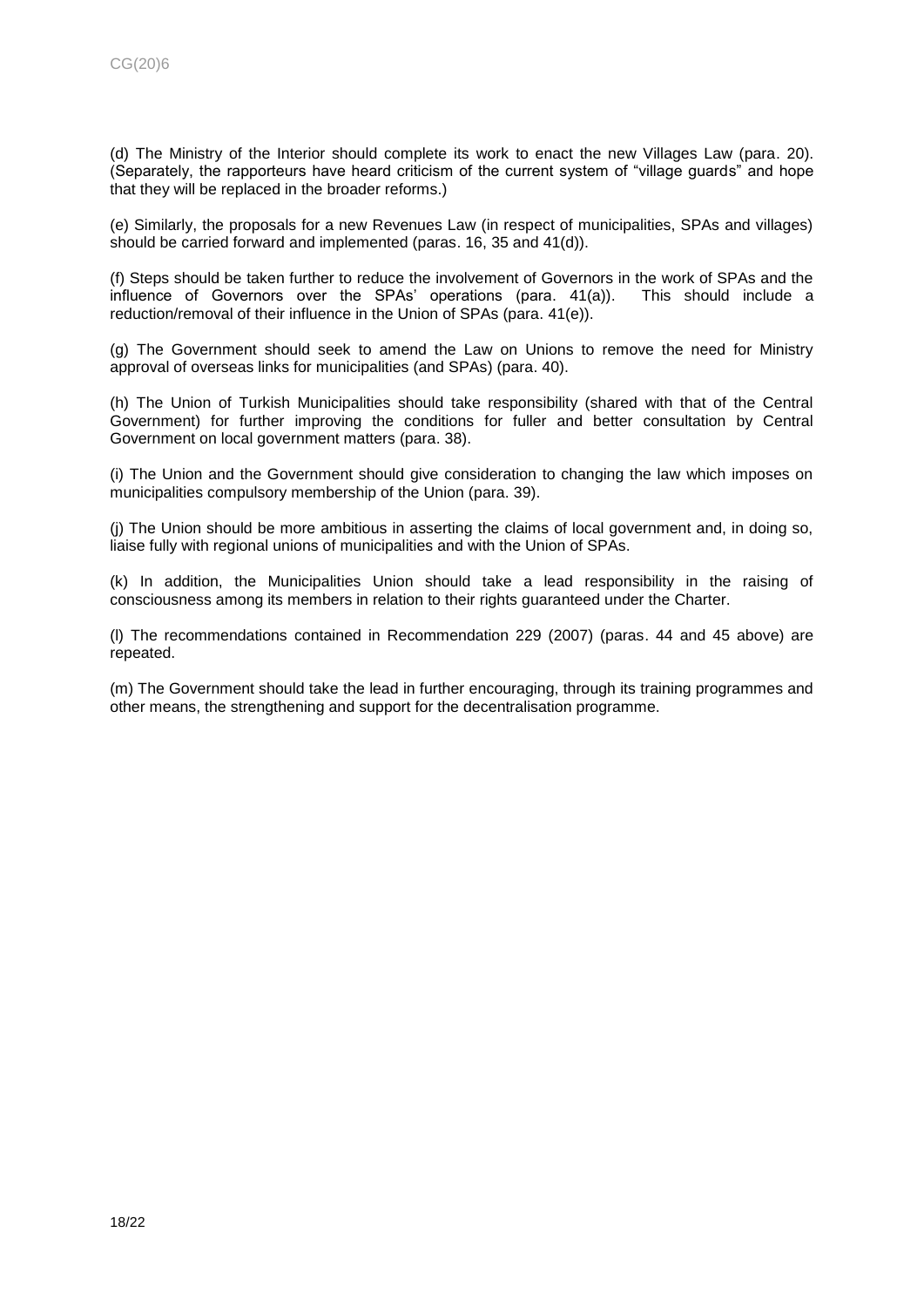(d) The Ministry of the Interior should complete its work to enact the new Villages Law (para. 20). (Separately, the rapporteurs have heard criticism of the current system of "village guards" and hope that they will be replaced in the broader reforms.)

(e) Similarly, the proposals for a new Revenues Law (in respect of municipalities, SPAs and villages) should be carried forward and implemented (paras. 16, 35 and 41(d)).

(f) Steps should be taken further to reduce the involvement of Governors in the work of SPAs and the influence of Governors over the SPAs' operations (para. 41(a)). This should include a reduction/removal of their influence in the Union of SPAs (para. 41(e)).

(g) The Government should seek to amend the Law on Unions to remove the need for Ministry approval of overseas links for municipalities (and SPAs) (para. 40).

(h) The Union of Turkish Municipalities should take responsibility (shared with that of the Central Government) for further improving the conditions for fuller and better consultation by Central Government on local government matters (para. 38).

(i) The Union and the Government should give consideration to changing the law which imposes on municipalities compulsory membership of the Union (para. 39).

(j) The Union should be more ambitious in asserting the claims of local government and, in doing so, liaise fully with regional unions of municipalities and with the Union of SPAs.

(k) In addition, the Municipalities Union should take a lead responsibility in the raising of consciousness among its members in relation to their rights guaranteed under the Charter.

(l) The recommendations contained in Recommendation 229 (2007) (paras. 44 and 45 above) are repeated.

(m) The Government should take the lead in further encouraging, through its training programmes and other means, the strengthening and support for the decentralisation programme.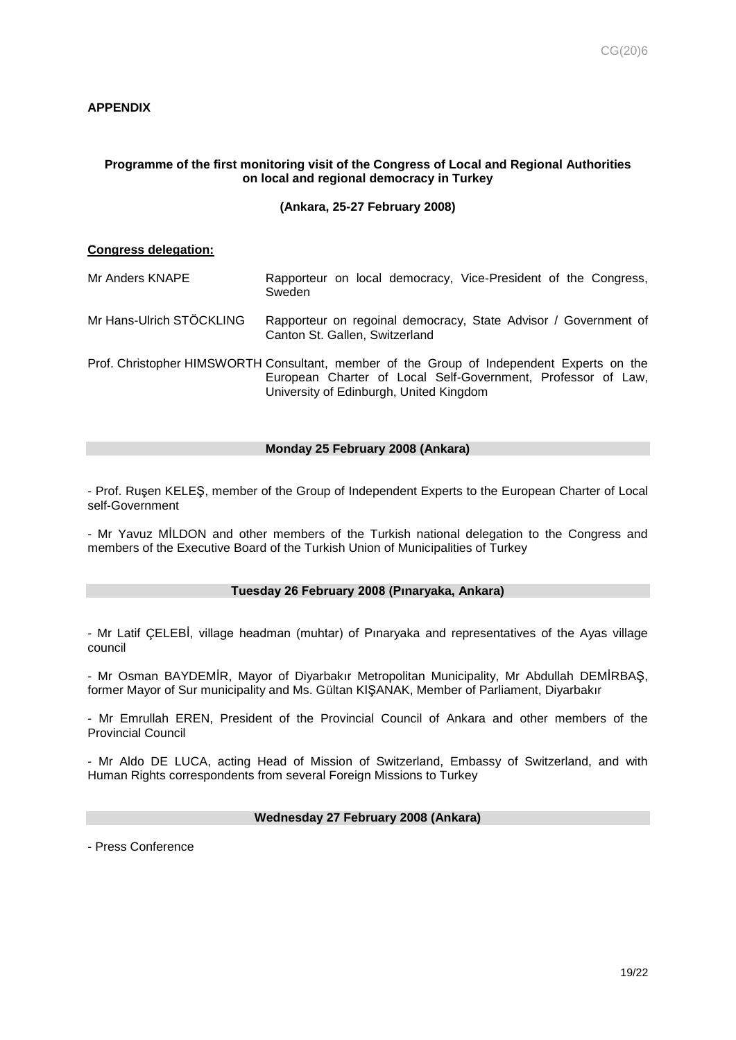**APPENDIX**

**Programme of the first monitoring visit of the Congress of Local and Regional Authorities on local and regional democracy in Turkey**

**(Ankara, 25-27 February 2008)**

**Congress delegation:**

| | |
|---|---|
| Mr Anders KNAPE | Rapporteur on local democracy, Vice-President of the Congress, Sweden |
| Mr Hans-Ulrich STÖCKLING | Rapporteur on regoinal democracy, State Advisor / Government of Canton St. Gallen, Switzerland |
| Prof. Christopher HIMSWORTH | Consultant, member of the Group of Independent Experts on the European Charter of Local Self-Government, Professor of Law, University of Edinburgh, United Kingdom |

**Monday 25 February 2008 (Ankara)**

- Prof. Ruşen KELEŞ, member of the Group of Independent Experts to the European Charter of Local self-Government

- Mr Yavuz MİLDON and other members of the Turkish national delegation to the Congress and members of the Executive Board of the Turkish Union of Municipalities of Turkey

**Tuesday 26 February 2008 (Pınaryaka, Ankara)**

- Mr Latif ÇELEBİ, village headman (muhtar) of Pınaryaka and representatives of the Ayas village council

- Mr Osman BAYDEMİR, Mayor of Diyarbakır Metropolitan Municipality, Mr Abdullah DEMİRBAŞ, former Mayor of Sur municipality and Ms. Gültan KIŞANAK, Member of Parliament, Diyarbakır

- Mr Emrullah EREN, President of the Provincial Council of Ankara and other members of the Provincial Council

- Mr Aldo DE LUCA, acting Head of Mission of Switzerland, Embassy of Switzerland, and with Human Rights correspondents from several Foreign Missions to Turkey

**Wednesday 27 February 2008 (Ankara)**

- Press Conference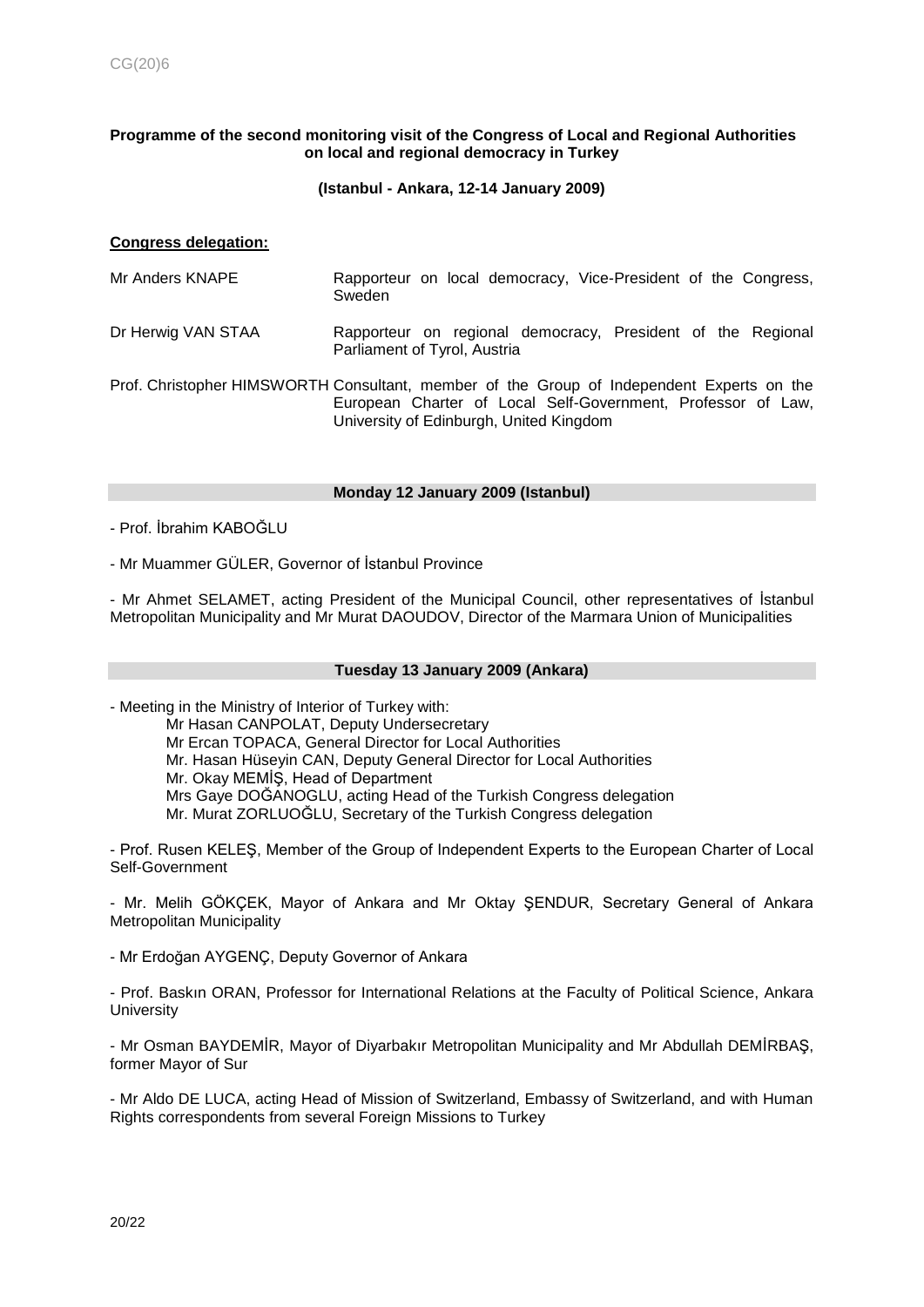**Programme of the second monitoring visit of the Congress of Local and Regional Authorities on local and regional democracy in Turkey**

**(Istanbul - Ankara, 12-14 January 2009)**

**Congress delegation:**

| | |
|---|---|
| Mr Anders KNAPE | Rapporteur on local democracy, Vice-President of the Congress, Sweden |
| Dr Herwig VAN STAA | Rapporteur on regional democracy, President of the Regional Parliament of Tyrol, Austria |
| Prof. Christopher HIMSWORTH | Consultant, member of the Group of Independent Experts on the European Charter of Local Self-Government, Professor of Law, University of Edinburgh, United Kingdom |

**Monday 12 January 2009 (Istanbul)**

- Prof. İbrahim KABOĞLU

- Mr Muammer GÜLER, Governor of İstanbul Province

- Mr Ahmet SELAMET, acting President of the Municipal Council, other representatives of İstanbul Metropolitan Municipality and Mr Murat DAOUDOV, Director of the Marmara Union of Municipalities

**Tuesday 13 January 2009 (Ankara)**

- Meeting in the Ministry of Interior of Turkey with:
  - Mr Hasan CANPOLAT, Deputy Undersecretary
  - Mr Ercan TOPACA, General Director for Local Authorities
  - Mr. Hasan Hüseyin CAN, Deputy General Director for Local Authorities
  - Mr. Okay MEMİŞ, Head of Department
  - Mrs Gaye DOĞANOGLU, acting Head of the Turkish Congress delegation
  - Mr. Murat ZORLUOĞLU, Secretary of the Turkish Congress delegation

- Prof. Rusen KELEŞ, Member of the Group of Independent Experts to the European Charter of Local Self-Government

- Mr. Melih GÖKÇEK, Mayor of Ankara and Mr Oktay ŞENDUR, Secretary General of Ankara Metropolitan Municipality

- Mr Erdoğan AYGENÇ, Deputy Governor of Ankara

- Prof. Baskın ORAN, Professor for International Relations at the Faculty of Political Science, Ankara University

- Mr Osman BAYDEMİR, Mayor of Diyarbakır Metropolitan Municipality and Mr Abdullah DEMİRBAŞ, former Mayor of Sur

- Mr Aldo DE LUCA, acting Head of Mission of Switzerland, Embassy of Switzerland, and with Human Rights correspondents from several Foreign Missions to Turkey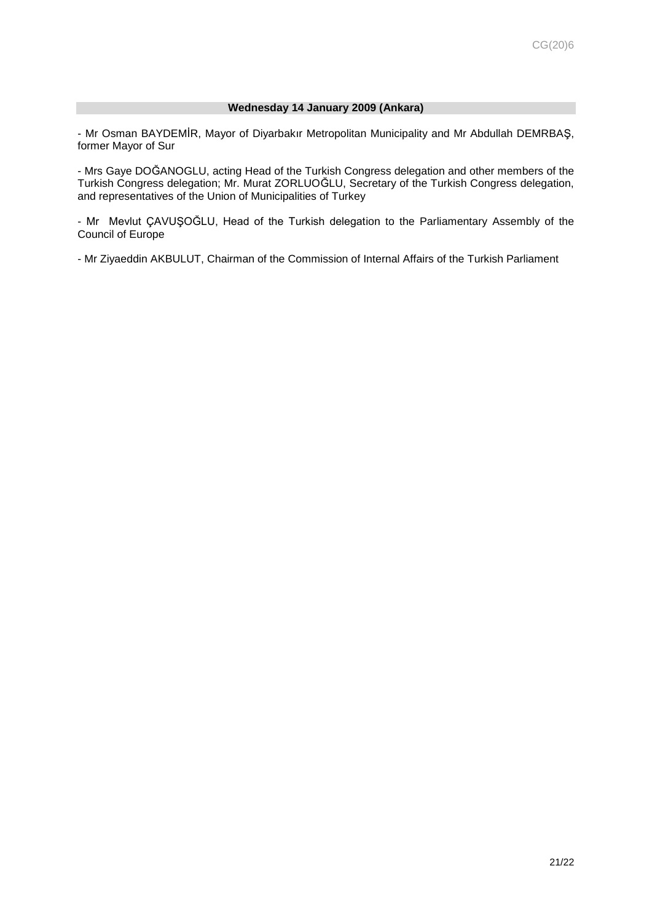**Wednesday 14 January 2009 (Ankara)**

- Mr Osman BAYDEMİR, Mayor of Diyarbakır Metropolitan Municipality and Mr Abdullah DEMRBAŞ, former Mayor of Sur

- Mrs Gaye DOĞANOGLU, acting Head of the Turkish Congress delegation and other members of the Turkish Congress delegation; Mr. Murat ZORLUOĞLU, Secretary of the Turkish Congress delegation, and representatives of the Union of Municipalities of Turkey

- Mr Mevlut ÇAVUŞOĞLU, Head of the Turkish delegation to the Parliamentary Assembly of the Council of Europe

- Mr Ziyaeddin AKBULUT, Chairman of the Commission of Internal Affairs of the Turkish Parliament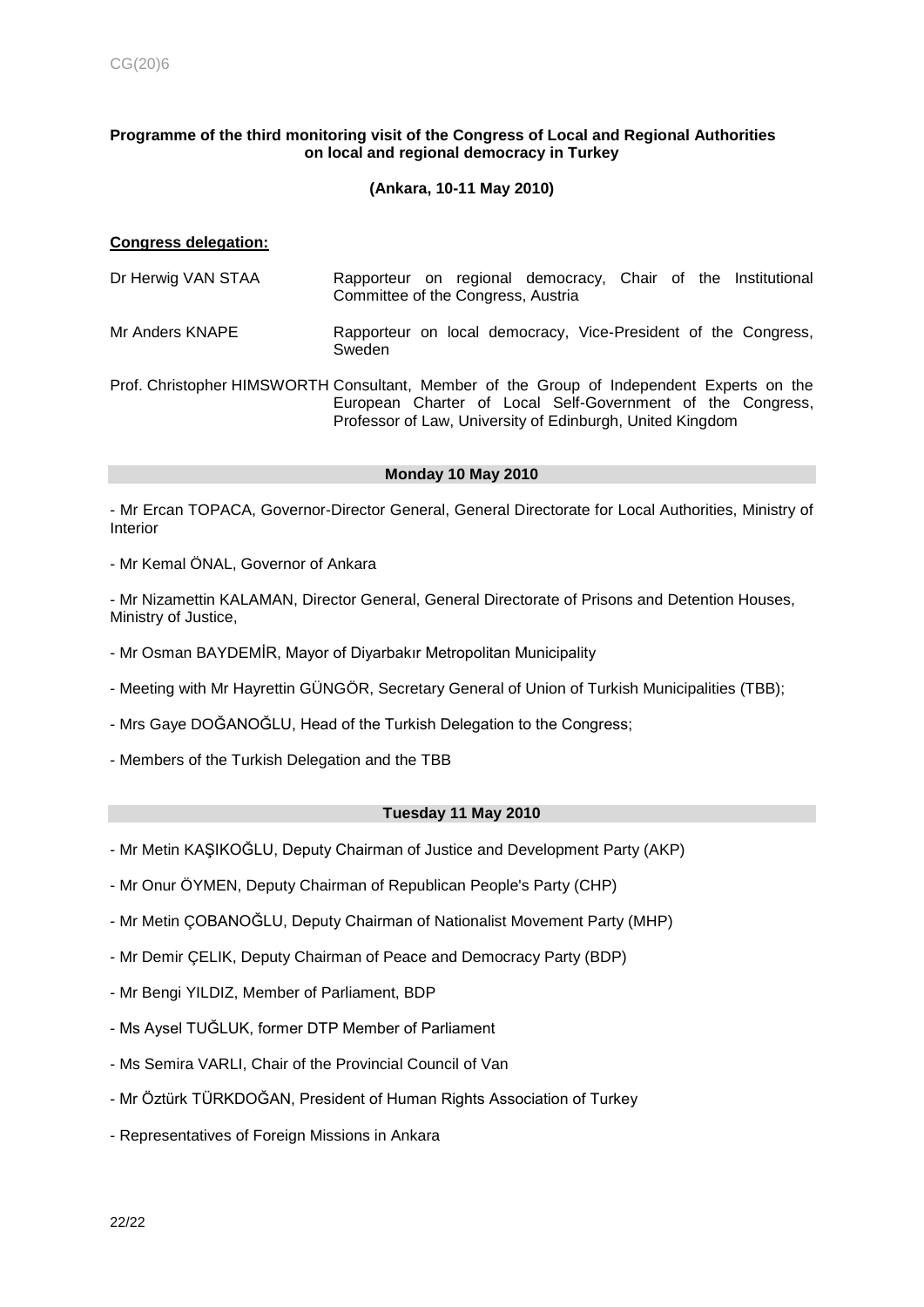**Programme of the third monitoring visit of the Congress of Local and Regional Authorities on local and regional democracy in Turkey**

**(Ankara, 10-11 May 2010)**

**Congress delegation:**

| | |
|---|---|
| Dr Herwig VAN STAA | Rapporteur on regional democracy, Chair of the Institutional Committee of the Congress, Austria |
| Mr Anders KNAPE | Rapporteur on local democracy, Vice-President of the Congress, Sweden |
| Prof. Christopher HIMSWORTH | Consultant, Member of the Group of Independent Experts on the European Charter of Local Self-Government of the Congress, Professor of Law, University of Edinburgh, United Kingdom |

**Monday 10 May 2010**

- Mr Ercan TOPACA, Governor-Director General, General Directorate for Local Authorities, Ministry of Interior

- Mr Kemal ÖNAL, Governor of Ankara

- Mr Nizamettin KALAMAN, Director General, General Directorate of Prisons and Detention Houses, Ministry of Justice,

- Mr Osman BAYDEMİR, Mayor of Diyarbakır Metropolitan Municipality

- Meeting with Mr Hayrettin GÜNGÖR, Secretary General of Union of Turkish Municipalities (TBB);

- Mrs Gaye DOĞANOĞLU, Head of the Turkish Delegation to the Congress;

- Members of the Turkish Delegation and the TBB

**Tuesday 11 May 2010**

- Mr Metin KAŞIKOĞLU, Deputy Chairman of Justice and Development Party (AKP)

- Mr Onur ÖYMEN, Deputy Chairman of Republican People's Party (CHP)

- Mr Metin ÇOBANOĞLU, Deputy Chairman of Nationalist Movement Party (MHP)

- Mr Demir ÇELIK, Deputy Chairman of Peace and Democracy Party (BDP)

- Mr Bengi YILDIZ, Member of Parliament, BDP

- Ms Aysel TUĞLUK, former DTP Member of Parliament

- Ms Semira VARLI, Chair of the Provincial Council of Van

- Mr Öztürk TÜRKDOĞAN, President of Human Rights Association of Turkey

- Representatives of Foreign Missions in Ankara